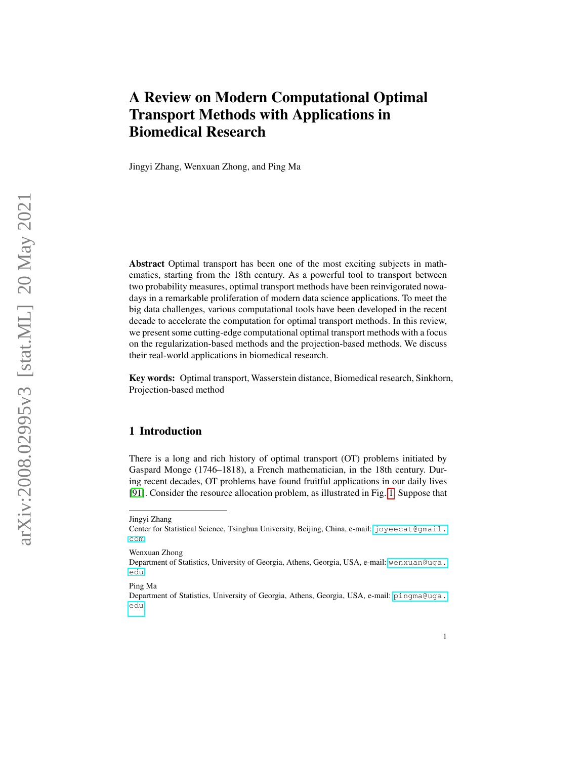# A Review on Modern Computational Optimal Transport Methods with Applications in Biomedical Research

Jingyi Zhang, Wenxuan Zhong, and Ping Ma

**Abstract** Optimal transport has been one of the most exciting subjects in mathematics, starting from the 18th century. As a powerful tool to transport between two probability measures, optimal transport methods have been reinvigorated nowadays in a remarkable proliferation of modern data science applications. To meet the big data challenges, various computational tools have been developed in the recent decade to accelerate the computation for optimal transport methods. In this review, we present some cutting-edge computational optimal transport methods with a focus on the regularization-based methods and the projection-based methods. We discuss their real-world applications in biomedical research.

**Key words:** Optimal transport, Wasserstein distance, Biomedical research, Sinkhorn, Projection-based method

## 1 Introduction

There is a long and rich history of optimal transport (OT) problems initiated by Gaspard Monge (1746–1818), a French mathematician, in the 18th century. During recent decades, OT problems have found fruitful applications in our daily lives [91]. Consider the resource allocation problem, as illustrated in Fig. 1. Suppose that

---

Jingyi Zhang
Center for Statistical Science, Tsinghua University, Beijing, China, e-mail: joyeecat@gmail.com

Wenxuan Zhong
Department of Statistics, University of Georgia, Athens, Georgia, USA, e-mail: wenxuan@uga.edu

Ping Ma
Department of Statistics, University of Georgia, Athens, Georgia, USA, e-mail: pingma@uga.edu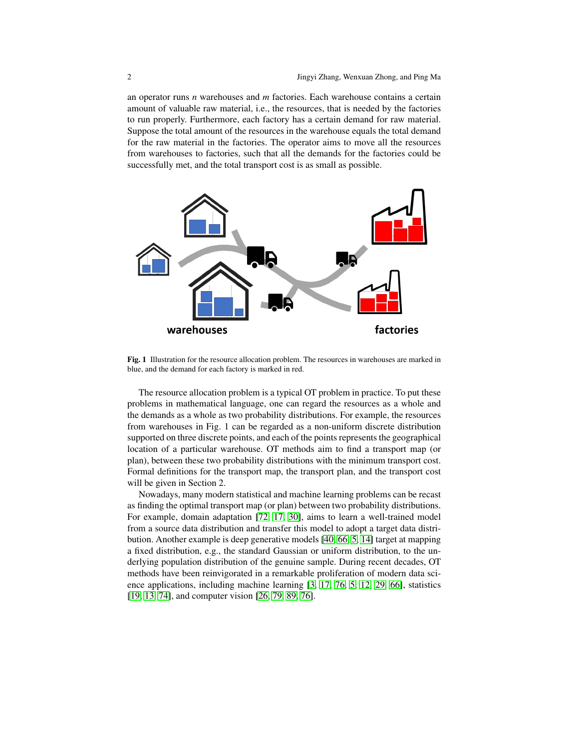an operator runs $n$ warehouses and $m$ factories. Each warehouse contains a certain amount of valuable raw material, i.e., the resources, that is needed by the factories to run properly. Furthermore, each factory has a certain demand for raw material. Suppose the total amount of the resources in the warehouse equals the total demand for the raw material in the factories. The operator aims to move all the resources from warehouses to factories, such that all the demands for the factories could be successfully met, and the total transport cost is as small as possible.

**Fig. 1** Illustration for the resource allocation problem. The resources in warehouses are marked in blue, and the demand for each factory is marked in red.

The resource allocation problem is a typical OT problem in practice. To put these problems in mathematical language, one can regard the resources as a whole and the demands as a whole as two probability distributions. For example, the resources from warehouses in Fig. 1 can be regarded as a non-uniform discrete distribution supported on three discrete points, and each of the points represents the geographical location of a particular warehouse. OT methods aim to find a transport map (or plan), between these two probability distributions with the minimum transport cost. Formal definitions for the transport map, the transport plan, and the transport cost will be given in Section 2.

Nowadays, many modern statistical and machine learning problems can be recast as finding the optimal transport map (or plan) between two probability distributions. For example, domain adaptation [72, 17, 30], aims to learn a well-trained model from a source data distribution and transfer this model to adopt a target data distribution. Another example is deep generative models [40, 66, 5, 14] target at mapping a fixed distribution, e.g., the standard Gaussian or uniform distribution, to the underlying population distribution of the genuine sample. During recent decades, OT methods have been reinvigorated in a remarkable proliferation of modern data science applications, including machine learning [3, 17, 76, 5, 12, 29, 66], statistics [19, 13, 74], and computer vision [26, 79, 89, 76].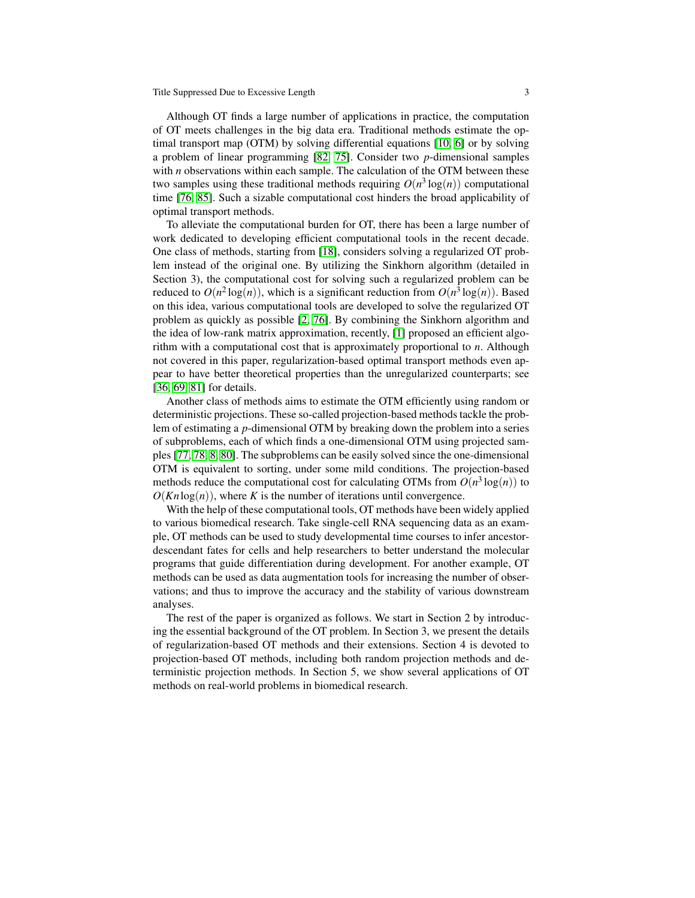Although OT finds a large number of applications in practice, the computation of OT meets challenges in the big data era. Traditional methods estimate the optimal transport map (OTM) by solving differential equations [10, 6] or by solving a problem of linear programming [82, 75]. Consider two $p$-dimensional samples with $n$ observations within each sample. The calculation of the OTM between these two samples using these traditional methods requiring $O(n^3\log(n))$ computational time [76, 85]. Such a sizable computational cost hinders the broad applicability of optimal transport methods.

To alleviate the computational burden for OT, there has been a large number of work dedicated to developing efficient computational tools in the recent decade. One class of methods, starting from [18], considers solving a regularized OT problem instead of the original one. By utilizing the Sinkhorn algorithm (detailed in Section 3), the computational cost for solving such a regularized problem can be reduced to $O(n^2\log(n))$, which is a significant reduction from $O(n^3\log(n))$. Based on this idea, various computational tools are developed to solve the regularized OT problem as quickly as possible [2, 76]. By combining the Sinkhorn algorithm and the idea of low-rank matrix approximation, recently, [1] proposed an efficient algorithm with a computational cost that is approximately proportional to $n$. Although not covered in this paper, regularization-based optimal transport methods even appear to have better theoretical properties than the unregularized counterparts; see [36, 69, 81] for details.

Another class of methods aims to estimate the OTM efficiently using random or deterministic projections. These so-called projection-based methods tackle the problem of estimating a $p$-dimensional OTM by breaking down the problem into a series of subproblems, each of which finds a one-dimensional OTM using projected samples [77, 78, 8, 80]. The subproblems can be easily solved since the one-dimensional OTM is equivalent to sorting, under some mild conditions. The projection-based methods reduce the computational cost for calculating OTMs from $O(n^3\log(n))$ to $O(Kn\log(n))$, where $K$ is the number of iterations until convergence.

With the help of these computational tools, OT methods have been widely applied to various biomedical research. Take single-cell RNA sequencing data as an example, OT methods can be used to study developmental time courses to infer ancestor-descendant fates for cells and help researchers to better understand the molecular programs that guide differentiation during development. For another example, OT methods can be used as data augmentation tools for increasing the number of observations; and thus to improve the accuracy and the stability of various downstream analyses.

The rest of the paper is organized as follows. We start in Section 2 by introducing the essential background of the OT problem. In Section 3, we present the details of regularization-based OT methods and their extensions. Section 4 is devoted to projection-based OT methods, including both random projection methods and deterministic projection methods. In Section 5, we show several applications of OT methods on real-world problems in biomedical research.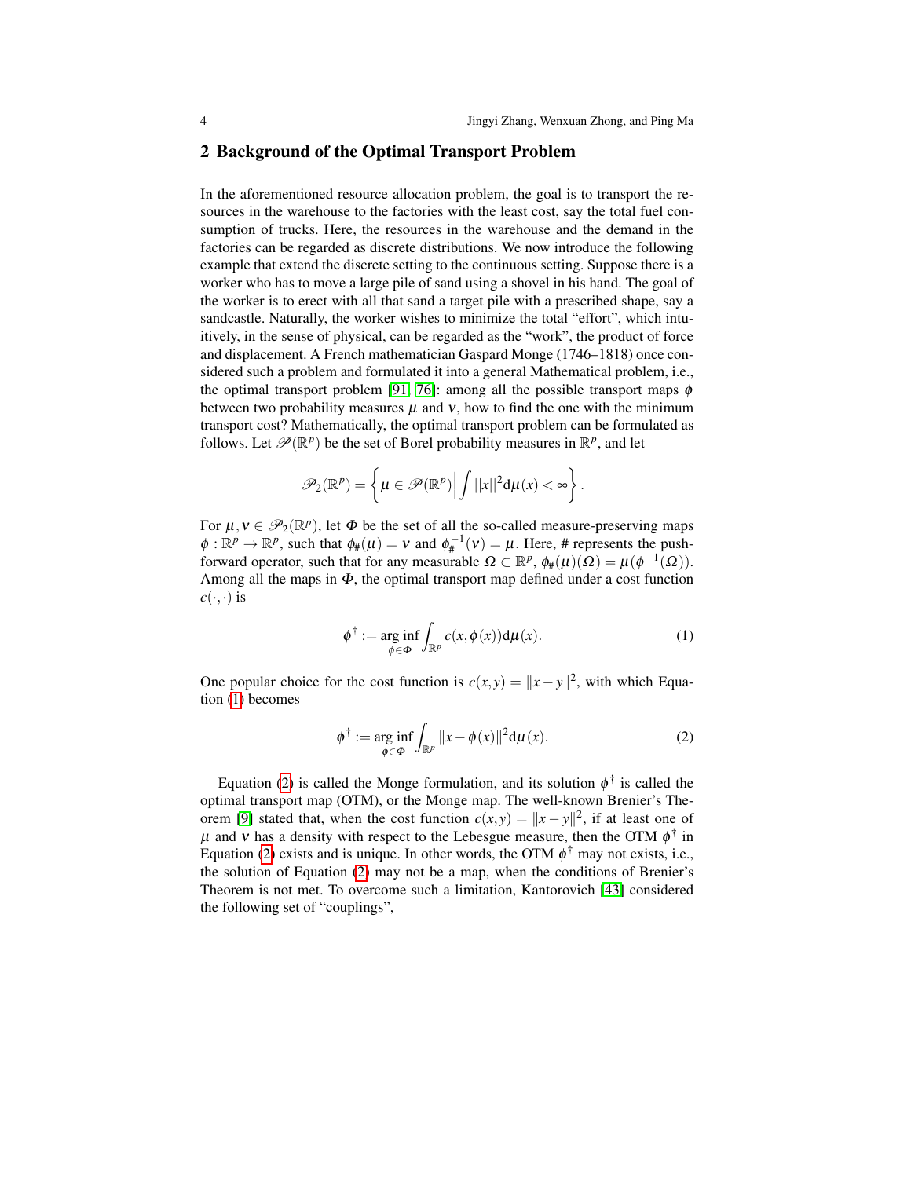## 2 Background of the Optimal Transport Problem

In the aforementioned resource allocation problem, the goal is to transport the resources in the warehouse to the factories with the least cost, say the total fuel consumption of trucks. Here, the resources in the warehouse and the demand in the factories can be regarded as discrete distributions. We now introduce the following example that extend the discrete setting to the continuous setting. Suppose there is a worker who has to move a large pile of sand using a shovel in his hand. The goal of the worker is to erect with all that sand a target pile with a prescribed shape, say a sandcastle. Naturally, the worker wishes to minimize the total "effort", which intuitively, in the sense of physical, can be regarded as the "work", the product of force and displacement. A French mathematician Gaspard Monge (1746–1818) once considered such a problem and formulated it into a general Mathematical problem, i.e., the optimal transport problem [91, 76]: among all the possible transport maps $\phi$ between two probability measures $\mu$ and $\nu$, how to find the one with the minimum transport cost? Mathematically, the optimal transport problem can be formulated as follows. Let $\mathscr{P}(\mathbb{R}^p)$ be the set of Borel probability measures in $\mathbb{R}^p$, and let

$$\mathscr{P}_2(\mathbb{R}^p) = \left\{ \mu \in \mathscr{P}(\mathbb{R}^p) \Big| \int ||x||^2 \mathrm{d}\mu(x) < \infty \right\}.$$

For $\mu, \nu \in \mathscr{P}_2(\mathbb{R}^p)$, let $\Phi$ be the set of all the so-called measure-preserving maps $\phi : \mathbb{R}^p \to \mathbb{R}^p$, such that $\phi_\#(\mu) = \nu$ and $\phi_\#^{-1}(\nu) = \mu$. Here, # represents the push-forward operator, such that for any measurable $\Omega \subset \mathbb{R}^p$, $\phi_\#(\mu)(\Omega) = \mu(\phi^{-1}(\Omega))$. Among all the maps in $\Phi$, the optimal transport map defined under a cost function $c(\cdot,\cdot)$ is

$$\phi^\dagger := \underset{\phi \in \Phi}{\arg\inf} \int_{\mathbb{R}^p} c(x, \phi(x)) \mathrm{d}\mu(x). \tag{1}$$

One popular choice for the cost function is $c(x,y) = \|x-y\|^2$, with which Equation (1) becomes

$$\phi^\dagger := \underset{\phi \in \Phi}{\arg\inf} \int_{\mathbb{R}^p} \|x - \phi(x)\|^2 \mathrm{d}\mu(x). \tag{2}$$

Equation (2) is called the Monge formulation, and its solution $\phi^\dagger$ is called the optimal transport map (OTM), or the Monge map. The well-known Brenier's Theorem [9] stated that, when the cost function $c(x,y) = \|x-y\|^2$, if at least one of $\mu$ and $\nu$ has a density with respect to the Lebesgue measure, then the OTM $\phi^\dagger$ in Equation (2) exists and is unique. In other words, the OTM $\phi^\dagger$ may not exists, i.e., the solution of Equation (2) may not be a map, when the conditions of Brenier's Theorem is not met. To overcome such a limitation, Kantorovich [43] considered the following set of "couplings",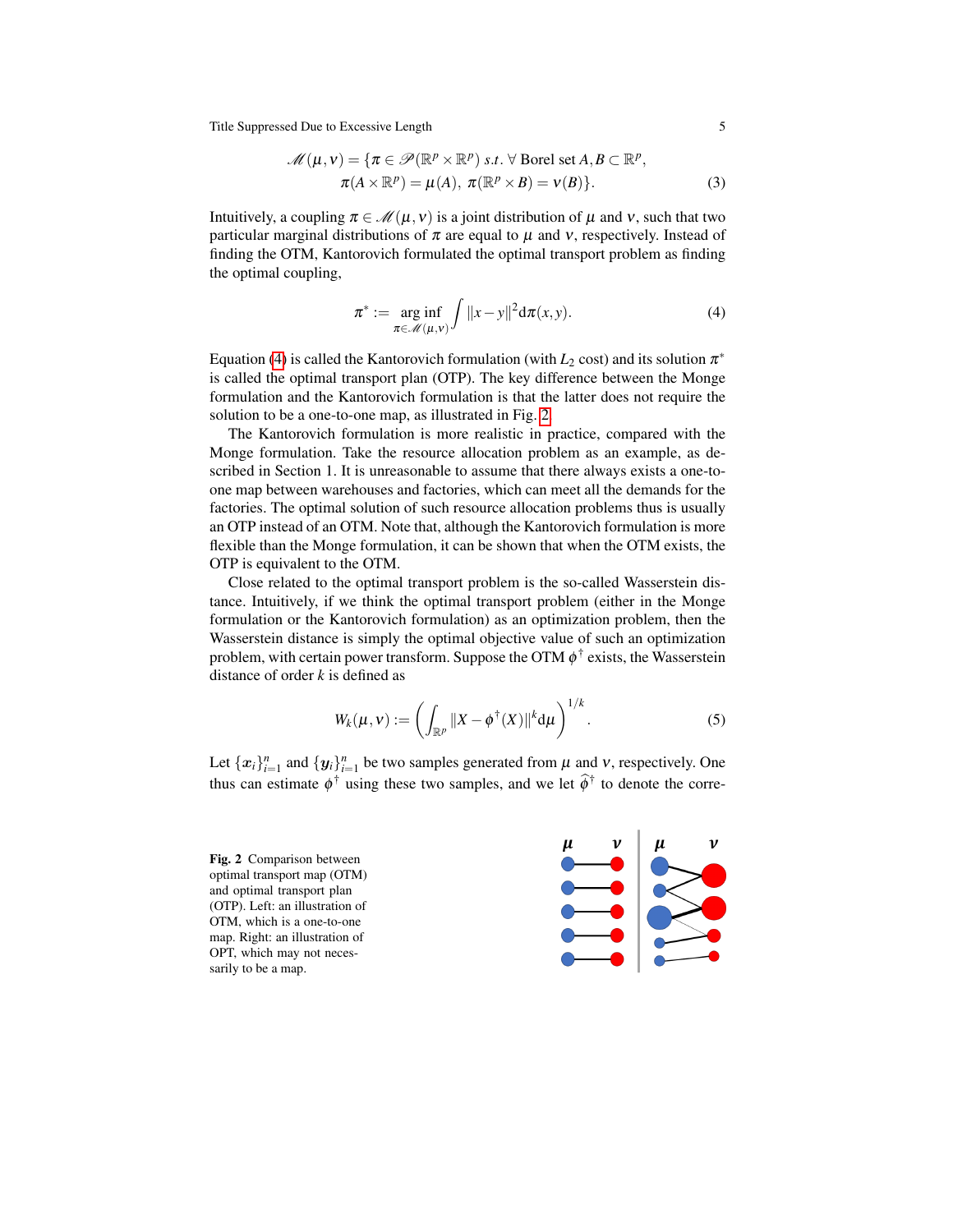$$\mathscr{M}(\mu,\nu) = \{\pi \in \mathscr{P}(\mathbb{R}^p \times \mathbb{R}^p) \ s.t. \ \forall \text{ Borel set } A, B \subset \mathbb{R}^p,$$
$$\pi(A \times \mathbb{R}^p) = \mu(A), \ \pi(\mathbb{R}^p \times B) = \nu(B)\}. \tag{3}$$

Intuitively, a coupling $\pi \in \mathscr{M}(\mu,\nu)$ is a joint distribution of $\mu$ and $\nu$, such that two particular marginal distributions of $\pi$ are equal to $\mu$ and $\nu$, respectively. Instead of finding the OTM, Kantorovich formulated the optimal transport problem as finding the optimal coupling,

$$\pi^* := \underset{\pi \in \mathscr{M}(\mu,\nu)}{\arg\inf} \int \|x-y\|^2 \mathrm{d}\pi(x,y). \tag{4}$$

Equation (4) is called the Kantorovich formulation (with $L_2$ cost) and its solution $\pi^*$ is called the optimal transport plan (OTP). The key difference between the Monge formulation and the Kantorovich formulation is that the latter does not require the solution to be a one-to-one map, as illustrated in Fig. 2.

The Kantorovich formulation is more realistic in practice, compared with the Monge formulation. Take the resource allocation problem as an example, as described in Section 1. It is unreasonable to assume that there always exists a one-to-one map between warehouses and factories, which can meet all the demands for the factories. The optimal solution of such resource allocation problems thus is usually an OTP instead of an OTM. Note that, although the Kantorovich formulation is more flexible than the Monge formulation, it can be shown that when the OTM exists, the OTP is equivalent to the OTM.

Close related to the optimal transport problem is the so-called Wasserstein distance. Intuitively, if we think the optimal transport problem (either in the Monge formulation or the Kantorovich formulation) as an optimization problem, then the Wasserstein distance is simply the optimal objective value of such an optimization problem, with certain power transform. Suppose the OTM $\phi^\dagger$ exists, the Wasserstein distance of order $k$ is defined as

$$W_k(\mu,\nu) := \left( \int_{\mathbb{R}^p} \|X - \phi^\dagger(X)\|^k \mathrm{d}\mu \right)^{1/k}. \tag{5}$$

Let $\{\boldsymbol{x}_i\}_{i=1}^n$ and $\{\boldsymbol{y}_i\}_{i=1}^n$ be two samples generated from $\mu$ and $\nu$, respectively. One thus can estimate $\phi^\dagger$ using these two samples, and we let $\widehat{\phi}^\dagger$ to denote the corre-

**Fig. 2** Comparison between optimal transport map (OTM) and optimal transport plan (OTP). Left: an illustration of OTM, which is a one-to-one map. Right: an illustration of OPT, which may not necessarily to be a map.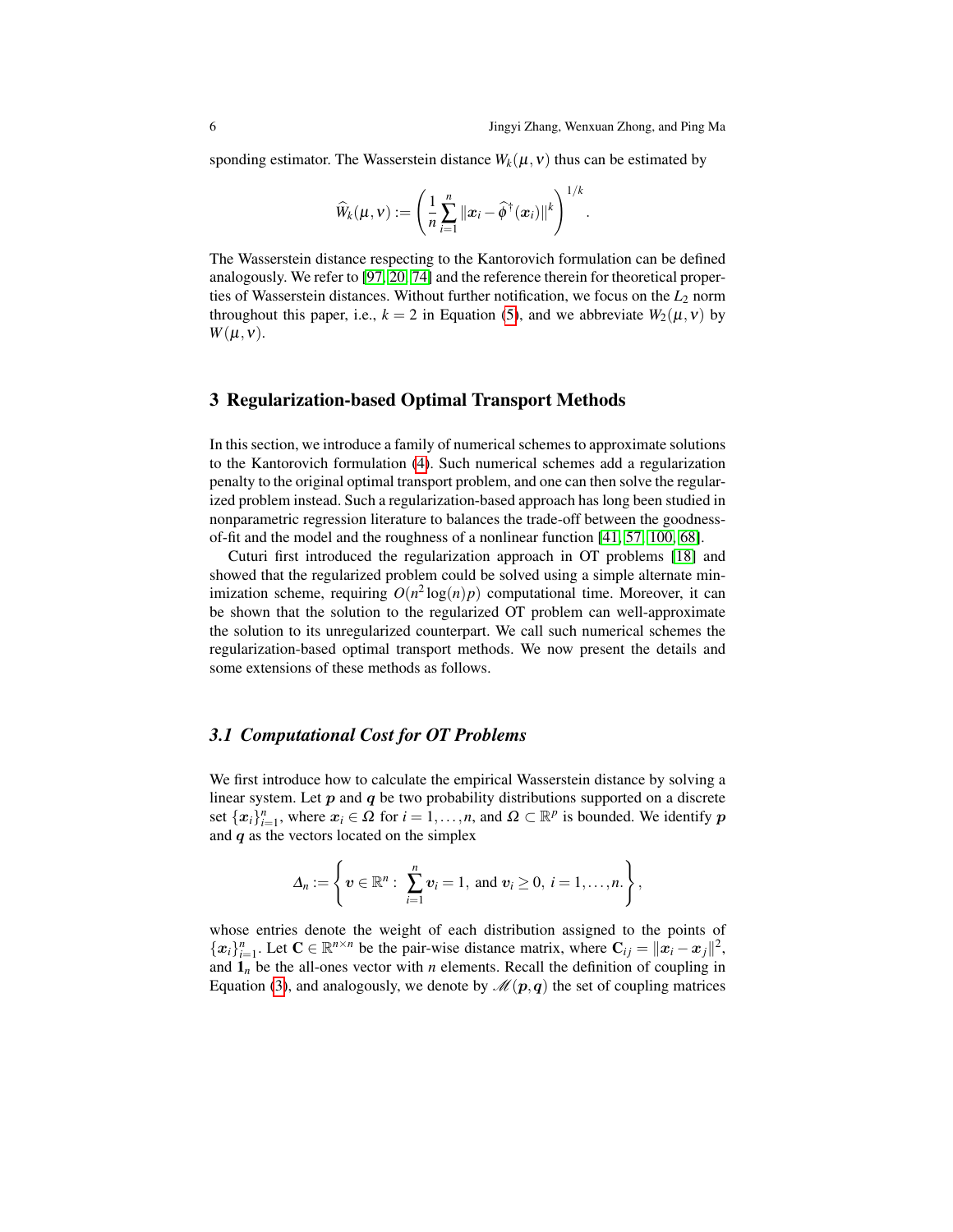sponding estimator. The Wasserstein distance $W_k(\mu, \nu)$ thus can be estimated by

$$\widehat{W}_k(\mu, \nu) := \left( \frac{1}{n} \sum_{i=1}^{n} \|\boldsymbol{x}_i - \widehat{\phi}^{\dagger}(\boldsymbol{x}_i)\|^k \right)^{1/k}.$$

The Wasserstein distance respecting to the Kantorovich formulation can be defined analogously. We refer to [97, 20, 74] and the reference therein for theoretical properties of Wasserstein distances. Without further notification, we focus on the $L_2$ norm throughout this paper, i.e., $k = 2$ in Equation (5), and we abbreviate $W_2(\mu, \nu)$ by $W(\mu, \nu)$.

## 3 Regularization-based Optimal Transport Methods

In this section, we introduce a family of numerical schemes to approximate solutions to the Kantorovich formulation (4). Such numerical schemes add a regularization penalty to the original optimal transport problem, and one can then solve the regularized problem instead. Such a regularization-based approach has long been studied in nonparametric regression literature to balances the trade-off between the goodness-of-fit and the model and the roughness of a nonlinear function [41, 57, 100, 68].

Cuturi first introduced the regularization approach in OT problems [18] and showed that the regularized problem could be solved using a simple alternate minimization scheme, requiring $O(n^2 \log(n) p)$ computational time. Moreover, it can be shown that the solution to the regularized OT problem can well-approximate the solution to its unregularized counterpart. We call such numerical schemes the regularization-based optimal transport methods. We now present the details and some extensions of these methods as follows.

### *3.1 Computational Cost for OT Problems*

We first introduce how to calculate the empirical Wasserstein distance by solving a linear system. Let $\boldsymbol{p}$ and $\boldsymbol{q}$ be two probability distributions supported on a discrete set $\{\boldsymbol{x}_i\}_{i=1}^n$, where $\boldsymbol{x}_i \in \Omega$ for $i = 1, \ldots, n$, and $\Omega \subset \mathbb{R}^p$ is bounded. We identify $\boldsymbol{p}$ and $\boldsymbol{q}$ as the vectors located on the simplex

$$\Delta_n := \left\{ \boldsymbol{v} \in \mathbb{R}^n : \sum_{i=1}^{n} \boldsymbol{v}_i = 1, \text{ and } \boldsymbol{v}_i \geq 0, \ i = 1, \ldots, n. \right\},$$

whose entries denote the weight of each distribution assigned to the points of $\{\boldsymbol{x}_i\}_{i=1}^n$. Let $\mathbf{C} \in \mathbb{R}^{n \times n}$ be the pair-wise distance matrix, where $\mathbf{C}_{ij} = \|\boldsymbol{x}_i - \boldsymbol{x}_j\|^2$, and $\mathbf{1}_n$ be the all-ones vector with $n$ elements. Recall the definition of coupling in Equation (3), and analogously, we denote by $\mathscr{M}(\boldsymbol{p}, \boldsymbol{q})$ the set of coupling matrices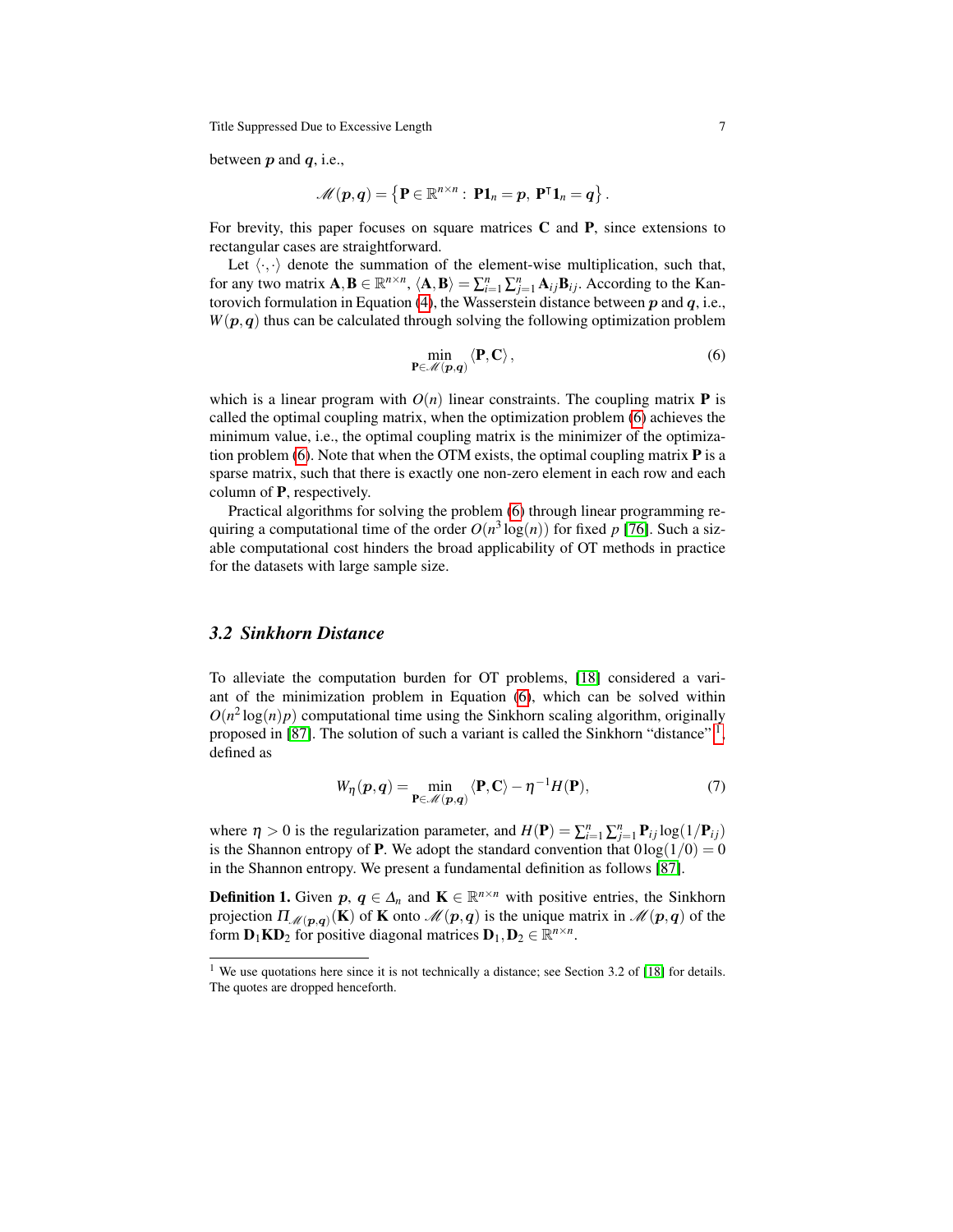between $\boldsymbol{p}$ and $\boldsymbol{q}$, i.e.,

$$\mathscr{M}(\boldsymbol{p},\boldsymbol{q}) = \left\{\mathbf{P} \in \mathbb{R}^{n\times n}: \ \mathbf{P}\mathbf{1}_n = \boldsymbol{p}, \ \mathbf{P}^\intercal \mathbf{1}_n = \boldsymbol{q}\right\}.$$

For brevity, this paper focuses on square matrices $\mathbf{C}$ and $\mathbf{P}$, since extensions to rectangular cases are straightforward.

Let $\langle \cdot,\cdot \rangle$ denote the summation of the element-wise multiplication, such that, for any two matrix $\mathbf{A},\mathbf{B} \in \mathbb{R}^{n\times n}$, $\langle \mathbf{A},\mathbf{B}\rangle = \sum_{i=1}^{n}\sum_{j=1}^{n}\mathbf{A}_{ij}\mathbf{B}_{ij}$. According to the Kantorovich formulation in Equation (4), the Wasserstein distance between $\boldsymbol{p}$ and $\boldsymbol{q}$, i.e., $W(\boldsymbol{p},\boldsymbol{q})$ thus can be calculated through solving the following optimization problem

$$\min_{\mathbf{P}\in\mathscr{M}(\boldsymbol{p},\boldsymbol{q})} \langle \mathbf{P},\mathbf{C}\rangle, \tag{6}$$

which is a linear program with $O(n)$ linear constraints. The coupling matrix $\mathbf{P}$ is called the optimal coupling matrix, when the optimization problem (6) achieves the minimum value, i.e., the optimal coupling matrix is the minimizer of the optimization problem (6). Note that when the OTM exists, the optimal coupling matrix $\mathbf{P}$ is a sparse matrix, such that there is exactly one non-zero element in each row and each column of $\mathbf{P}$, respectively.

Practical algorithms for solving the problem (6) through linear programming requiring a computational time of the order $O(n^3\log(n))$ for fixed $p$ [76]. Such a sizable computational cost hinders the broad applicability of OT methods in practice for the datasets with large sample size.

### 3.2 *Sinkhorn Distance*

To alleviate the computation burden for OT problems, [18] considered a variant of the minimization problem in Equation (6), which can be solved within $O(n^2\log(n)p)$ computational time using the Sinkhorn scaling algorithm, originally proposed in [87]. The solution of such a variant is called the Sinkhorn "distance"[1], defined as

$$W_\eta(\boldsymbol{p},\boldsymbol{q}) = \min_{\mathbf{P}\in\mathscr{M}(\boldsymbol{p},\boldsymbol{q})} \langle \mathbf{P},\mathbf{C}\rangle - \eta^{-1}H(\mathbf{P}), \tag{7}$$

where $\eta > 0$ is the regularization parameter, and $H(\mathbf{P}) = \sum_{i=1}^{n}\sum_{j=1}^{n}\mathbf{P}_{ij}\log(1/\mathbf{P}_{ij})$ is the Shannon entropy of $\mathbf{P}$. We adopt the standard convention that $0\log(1/0) = 0$ in the Shannon entropy. We present a fundamental definition as follows [87].

**Definition 1.** Given $\boldsymbol{p}$, $\boldsymbol{q} \in \Delta_n$ and $\mathbf{K} \in \mathbb{R}^{n\times n}$ with positive entries, the Sinkhorn projection $\Pi_{\mathscr{M}(\boldsymbol{p},\boldsymbol{q})}(\mathbf{K})$ of $\mathbf{K}$ onto $\mathscr{M}(\boldsymbol{p},\boldsymbol{q})$ is the unique matrix in $\mathscr{M}(\boldsymbol{p},\boldsymbol{q})$ of the form $\mathbf{D}_1\mathbf{K}\mathbf{D}_2$ for positive diagonal matrices $\mathbf{D}_1,\mathbf{D}_2 \in \mathbb{R}^{n\times n}$.

[1] We use quotations here since it is not technically a distance; see Section 3.2 of [18] for details. The quotes are dropped henceforth.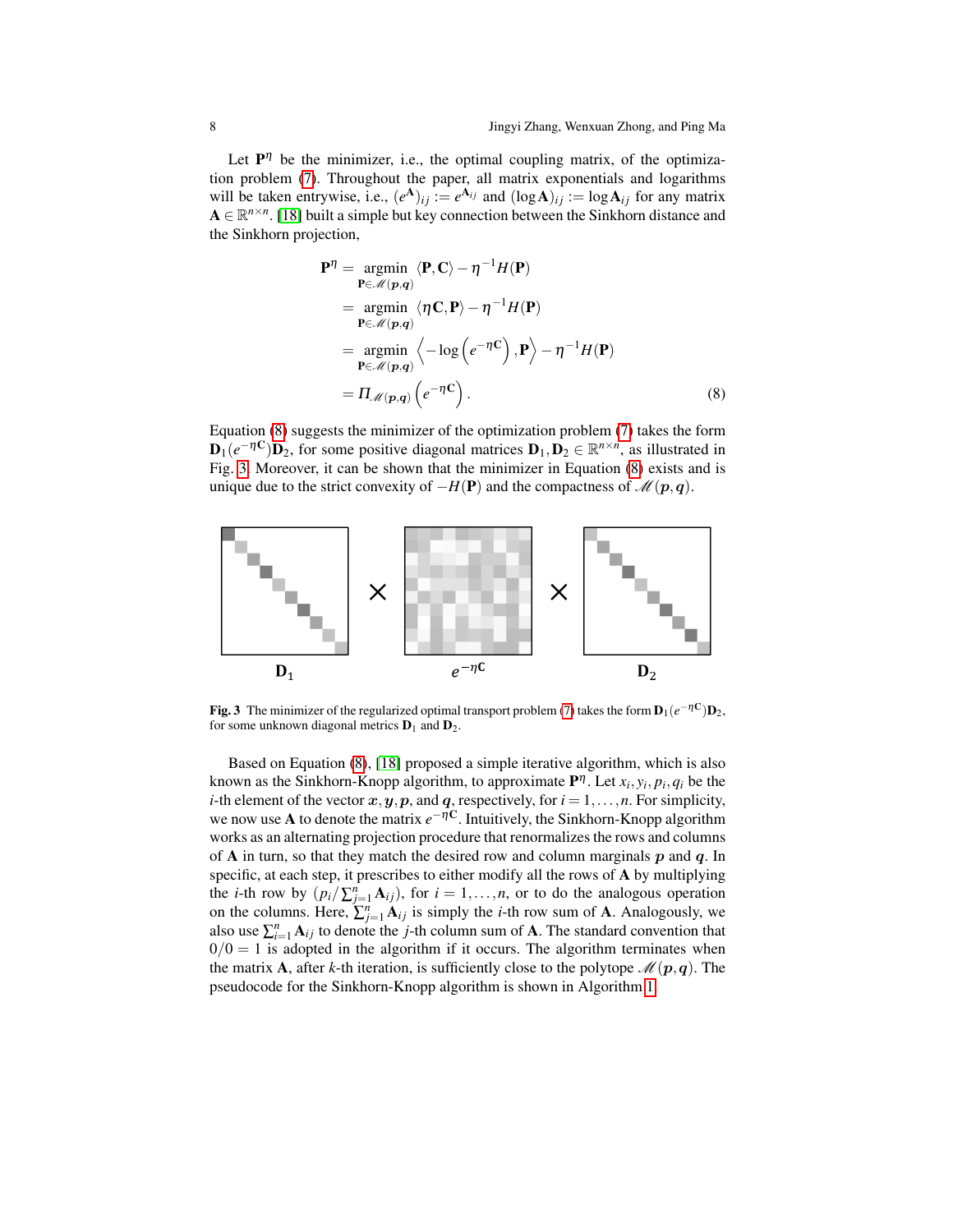Let $\mathbf{P}^\eta$ be the minimizer, i.e., the optimal coupling matrix, of the optimization problem (7). Throughout the paper, all matrix exponentials and logarithms will be taken entrywise, i.e., $(e^{\mathbf{A}})_{ij} := e^{\mathbf{A}_{ij}}$ and $(\log \mathbf{A})_{ij} := \log \mathbf{A}_{ij}$ for any matrix $\mathbf{A} \in \mathbb{R}^{n\times n}$. [18] built a simple but key connection between the Sinkhorn distance and the Sinkhorn projection,

$$
\begin{aligned}
\mathbf{P}^\eta &= \underset{\mathbf{P}\in\mathscr{M}(\boldsymbol{p},\boldsymbol{q})}{\operatorname{argmin}} \ \langle \mathbf{P}, \mathbf{C}\rangle - \eta^{-1} H(\mathbf{P}) \\
&= \underset{\mathbf{P}\in\mathscr{M}(\boldsymbol{p},\boldsymbol{q})}{\operatorname{argmin}} \ \langle \eta\mathbf{C}, \mathbf{P}\rangle - \eta^{-1} H(\mathbf{P}) \\
&= \underset{\mathbf{P}\in\mathscr{M}(\boldsymbol{p},\boldsymbol{q})}{\operatorname{argmin}} \ \left\langle -\log\left(e^{-\eta\mathbf{C}}\right), \mathbf{P}\right\rangle - \eta^{-1} H(\mathbf{P}) \\
&= \Pi_{\mathscr{M}(\boldsymbol{p},\boldsymbol{q})}\left(e^{-\eta\mathbf{C}}\right). 
\end{aligned}
\tag{8}
$$

Equation (8) suggests the minimizer of the optimization problem (7) takes the form $\mathbf{D}_1(e^{-\eta\mathbf{C}})\mathbf{D}_2$, for some positive diagonal matrices $\mathbf{D}_1, \mathbf{D}_2 \in \mathbb{R}^{n\times n}$, as illustrated in Fig. 3. Moreover, it can be shown that the minimizer in Equation (8) exists and is unique due to the strict convexity of $-H(\mathbf{P})$ and the compactness of $\mathscr{M}(\boldsymbol{p},\boldsymbol{q})$.

**Fig. 3** The minimizer of the regularized optimal transport problem (7) takes the form $\mathbf{D}_1(e^{-\eta\mathbf{C}})\mathbf{D}_2$, for some unknown diagonal metrics $\mathbf{D}_1$ and $\mathbf{D}_2$.

Based on Equation (8), [18] proposed a simple iterative algorithm, which is also known as the Sinkhorn-Knopp algorithm, to approximate $\mathbf{P}^\eta$. Let $x_i, y_i, p_i, q_i$ be the $i$-th element of the vector $\boldsymbol{x}, \boldsymbol{y}, \boldsymbol{p}$, and $\boldsymbol{q}$, respectively, for $i = 1,\ldots,n$. For simplicity, we now use $\mathbf{A}$ to denote the matrix $e^{-\eta\mathbf{C}}$. Intuitively, the Sinkhorn-Knopp algorithm works as an alternating projection procedure that renormalizes the rows and columns of $\mathbf{A}$ in turn, so that they match the desired row and column marginals $\boldsymbol{p}$ and $\boldsymbol{q}$. In specific, at each step, it prescribes to either modify all the rows of $\mathbf{A}$ by multiplying the $i$-th row by $(p_i/\sum_{j=1}^n \mathbf{A}_{ij})$, for $i = 1,\ldots,n$, or to do the analogous operation on the columns. Here, $\sum_{j=1}^n \mathbf{A}_{ij}$ is simply the $i$-th row sum of $\mathbf{A}$. Analogously, we also use $\sum_{i=1}^n \mathbf{A}_{ij}$ to denote the $j$-th column sum of $\mathbf{A}$. The standard convention that $0/0 = 1$ is adopted in the algorithm if it occurs. The algorithm terminates when the matrix $\mathbf{A}$, after $k$-th iteration, is sufficiently close to the polytope $\mathscr{M}(\boldsymbol{p},\boldsymbol{q})$. The pseudocode for the Sinkhorn-Knopp algorithm is shown in Algorithm 1.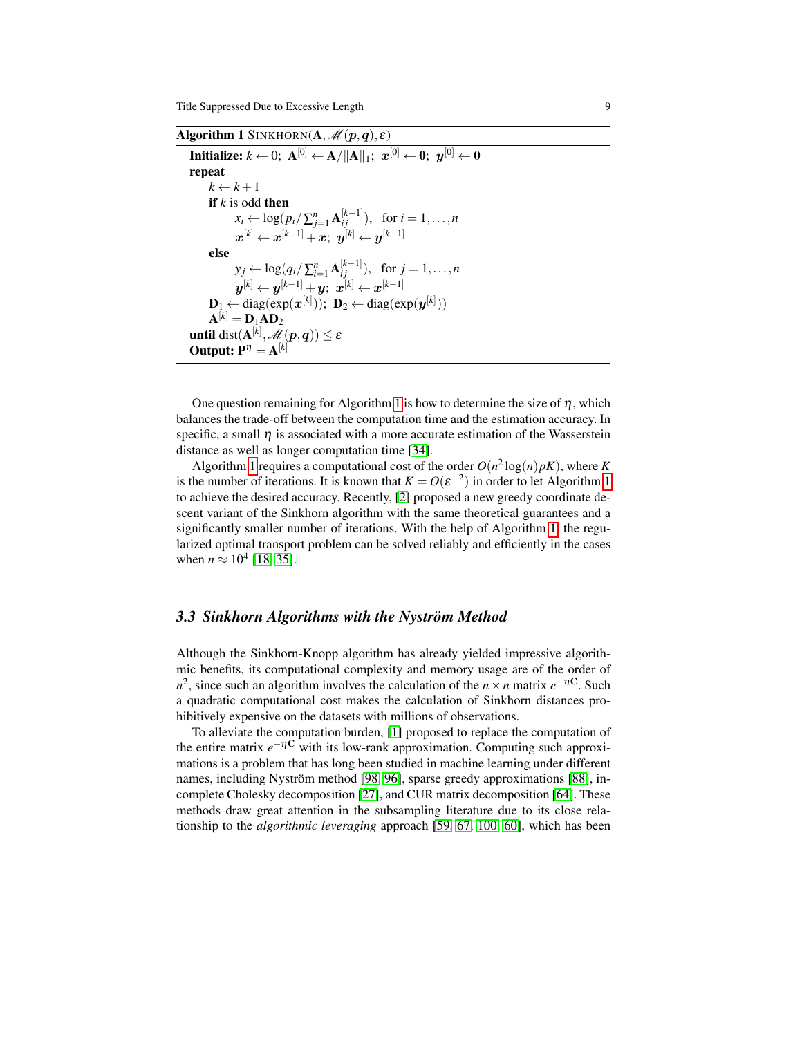**Algorithm 1** SINKHORN($\mathbf{A}, \mathscr{M}(\boldsymbol{p}, \boldsymbol{q}), \varepsilon$)

```
Initialize: k ← 0; A^[0] ← A/‖A‖_1; x^[0] ← 0; y^[0] ← 0
repeat
    k ← k+1
    if k is odd then
        x_i ← log(p_i / Σ_{j=1}^n A_{ij}^[k-1]),   for i = 1,...,n
        x^[k] ← x^[k-1] + x;  y^[k] ← y^[k-1]
    else
        y_j ← log(q_i / Σ_{i=1}^n A_{ij}^[k-1]),   for j = 1,...,n
        y^[k] ← y^[k-1] + y;  x^[k] ← x^[k-1]
    D_1 ← diag(exp(x^[k]));  D_2 ← diag(exp(y^[k]))
    A^[k] = D_1 A D_2
until dist(A^[k], M(p,q)) ≤ ε
Output: P^η = A^[k]
```

One question remaining for Algorithm 1 is how to determine the size of $\eta$, which balances the trade-off between the computation time and the estimation accuracy. In specific, a small $\eta$ is associated with a more accurate estimation of the Wasserstein distance as well as longer computation time [34].

Algorithm 1 requires a computational cost of the order $O(n^2 \log(n) pK)$, where $K$ is the number of iterations. It is known that $K = O(\varepsilon^{-2})$ in order to let Algorithm 1 to achieve the desired accuracy. Recently, [2] proposed a new greedy coordinate descent variant of the Sinkhorn algorithm with the same theoretical guarantees and a significantly smaller number of iterations. With the help of Algorithm 1, the regularized optimal transport problem can be solved reliably and efficiently in the cases when $n \approx 10^4$ [18, 35].

### 3.3 Sinkhorn Algorithms with the Nyström Method

Although the Sinkhorn-Knopp algorithm has already yielded impressive algorithmic benefits, its computational complexity and memory usage are of the order of $n^2$, since such an algorithm involves the calculation of the $n \times n$ matrix $e^{-\eta \mathbf{C}}$. Such a quadratic computational cost makes the calculation of Sinkhorn distances prohibitively expensive on the datasets with millions of observations.

To alleviate the computation burden, [1] proposed to replace the computation of the entire matrix $e^{-\eta \mathbf{C}}$ with its low-rank approximation. Computing such approximations is a problem that has long been studied in machine learning under different names, including Nyström method [98, 96], sparse greedy approximations [88], incomplete Cholesky decomposition [27], and CUR matrix decomposition [64]. These methods draw great attention in the subsampling literature due to its close relationship to the *algorithmic leveraging* approach [59, 67, 100, 60], which has been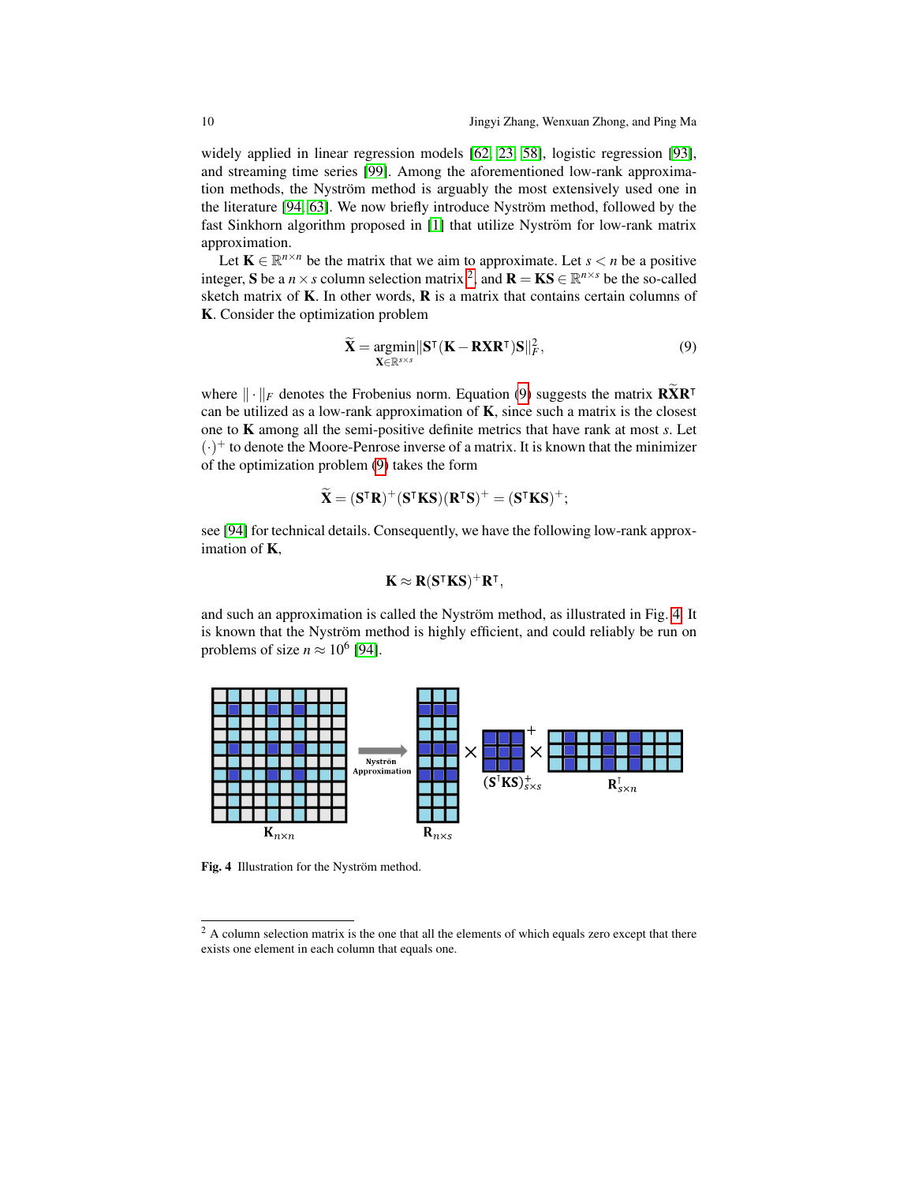widely applied in linear regression models [62, 23, 58], logistic regression [93], and streaming time series [99]. Among the aforementioned low-rank approximation methods, the Nyström method is arguably the most extensively used one in the literature [94, 63]. We now briefly introduce Nyström method, followed by the fast Sinkhorn algorithm proposed in [1] that utilize Nyström for low-rank matrix approximation.

Let $\mathbf{K} \in \mathbb{R}^{n\times n}$ be the matrix that we aim to approximate. Let $s < n$ be a positive integer, $\mathbf{S}$ be a $n \times s$ column selection matrix [2], and $\mathbf{R} = \mathbf{KS} \in \mathbb{R}^{n\times s}$ be the so-called sketch matrix of $\mathbf{K}$. In other words, $\mathbf{R}$ is a matrix that contains certain columns of $\mathbf{K}$. Consider the optimization problem

$$\widetilde{\mathbf{X}} = \underset{\mathbf{X}\in\mathbb{R}^{s\times s}}{\operatorname{argmin}} \|\mathbf{S}^\intercal(\mathbf{K} - \mathbf{R}\mathbf{X}\mathbf{R}^\intercal)\mathbf{S}\|_F^2, \tag{9}$$

where $\|\cdot\|_F$ denotes the Frobenius norm. Equation (9) suggests the matrix $\mathbf{R}\widetilde{\mathbf{X}}\mathbf{R}^\intercal$ can be utilized as a low-rank approximation of $\mathbf{K}$, since such a matrix is the closest one to $\mathbf{K}$ among all the semi-positive definite metrics that have rank at most $s$. Let $(\cdot)^+$ to denote the Moore-Penrose inverse of a matrix. It is known that the minimizer of the optimization problem (9) takes the form

$$\widetilde{\mathbf{X}} = (\mathbf{S}^\intercal\mathbf{R})^+(\mathbf{S}^\intercal\mathbf{KS})(\mathbf{R}^\intercal\mathbf{S})^+ = (\mathbf{S}^\intercal\mathbf{KS})^+;$$

see [94] for technical details. Consequently, we have the following low-rank approximation of $\mathbf{K}$,

$$\mathbf{K} \approx \mathbf{R}(\mathbf{S}^\intercal\mathbf{KS})^+\mathbf{R}^\intercal,$$

and such an approximation is called the Nyström method, as illustrated in Fig. 4. It is known that the Nyström method is highly efficient, and could reliably be run on problems of size $n \approx 10^6$ [94].

**Fig. 4** Illustration for the Nyström method.

[2] A column selection matrix is the one that all the elements of which equals zero except that there exists one element in each column that equals one.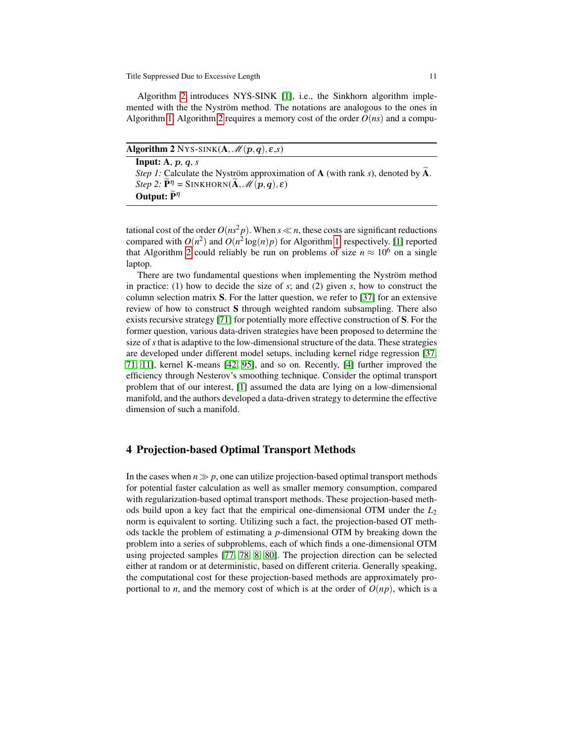Algorithm 2 introduces NYS-SINK [1], i.e., the Sinkhorn algorithm implemented with the the Nyström method. The notations are analogous to the ones in Algorithm 1. Algorithm 2 requires a memory cost of the order $O(ns)$ and a computational cost of the order $O(ns^2 p)$. When $s \ll n$, these costs are significant reductions compared with $O(n^2)$ and $O(n^2 \log(n) p)$ for Algorithm 1, respectively. [1] reported that Algorithm 2 could reliably be run on problems of size $n \approx 10^6$ on a single laptop.

---

**Algorithm 2** NYS-SINK($\mathbf{A}, \mathscr{M}(\boldsymbol{p}, \boldsymbol{q}), \varepsilon, s$)

**Input:** $\mathbf{A}$, $\boldsymbol{p}$, $\boldsymbol{q}$, $s$

*Step 1:* Calculate the Nyström approximation of $\mathbf{A}$ (with rank $s$), denoted by $\widetilde{\mathbf{A}}$.

*Step 2:* $\widetilde{\mathbf{P}}^{\eta}$ = SINKHORN($\widetilde{\mathbf{A}}, \mathscr{M}(\boldsymbol{p}, \boldsymbol{q}), \varepsilon$)

**Output:** $\widetilde{\mathbf{P}}^{\eta}$

---

There are two fundamental questions when implementing the Nyström method in practice: (1) how to decide the size of $s$; and (2) given $s$, how to construct the column selection matrix $\mathbf{S}$. For the latter question, we refer to [37] for an extensive review of how to construct $\mathbf{S}$ through weighted random subsampling. There also exists recursive strategy [71] for potentially more effective construction of $\mathbf{S}$. For the former question, various data-driven strategies have been proposed to determine the size of $s$ that is adaptive to the low-dimensional structure of the data. These strategies are developed under different model setups, including kernel ridge regression [37, 71, 11], kernel K-means [42, 95], and so on. Recently, [4] further improved the efficiency through Nesterov's smoothing technique. Consider the optimal transport problem that of our interest, [1] assumed the data are lying on a low-dimensional manifold, and the authors developed a data-driven strategy to determine the effective dimension of such a manifold.

## 4 Projection-based Optimal Transport Methods

In the cases when $n \gg p$, one can utilize projection-based optimal transport methods for potential faster calculation as well as smaller memory consumption, compared with regularization-based optimal transport methods. These projection-based methods build upon a key fact that the empirical one-dimensional OTM under the $L_2$ norm is equivalent to sorting. Utilizing such a fact, the projection-based OT methods tackle the problem of estimating a $p$-dimensional OTM by breaking down the problem into a series of subproblems, each of which finds a one-dimensional OTM using projected samples [77, 78, 8, 80]. The projection direction can be selected either at random or at deterministic, based on different criteria. Generally speaking, the computational cost for these projection-based methods are approximately proportional to $n$, and the memory cost of which is at the order of $O(np)$, which is a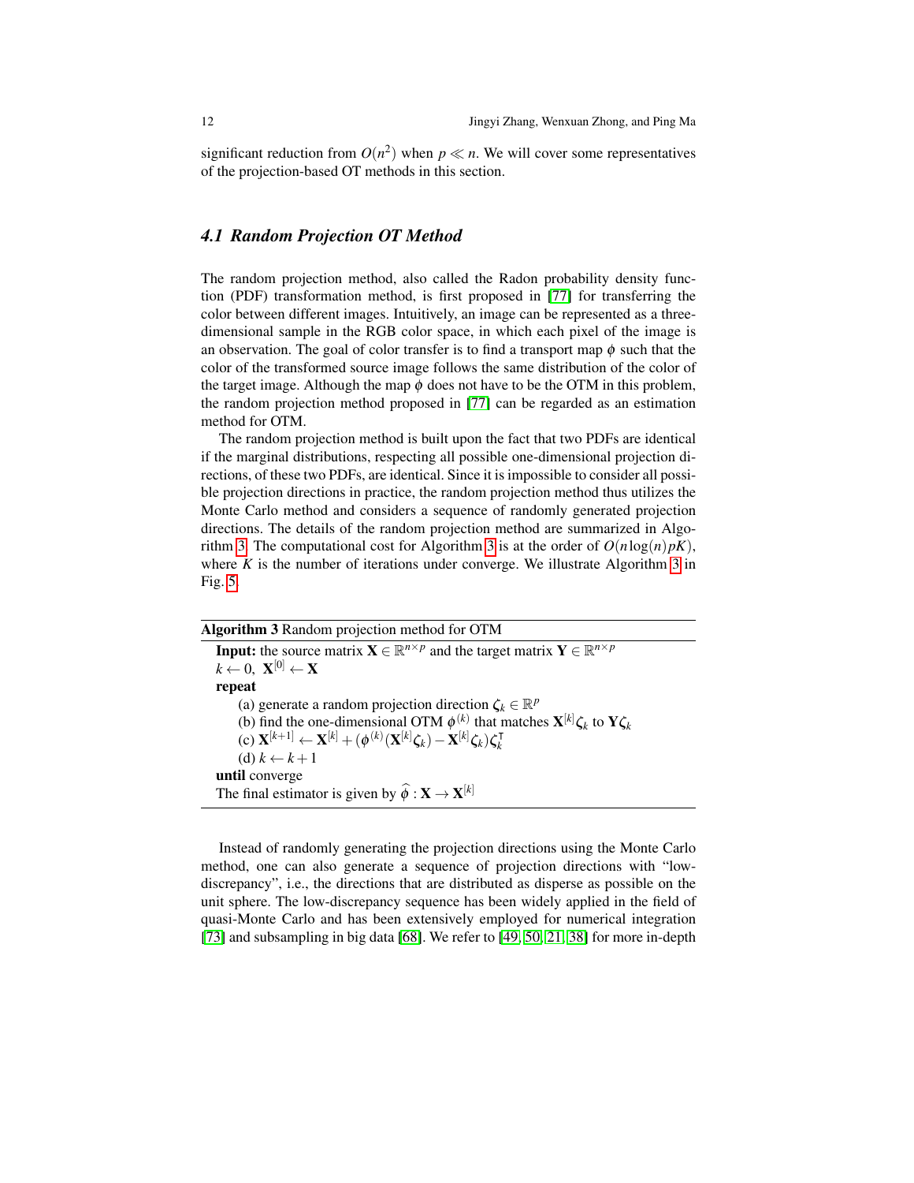significant reduction from $O(n^2)$ when $p \ll n$. We will cover some representatives of the projection-based OT methods in this section.

### 4.1 Random Projection OT Method

The random projection method, also called the Radon probability density function (PDF) transformation method, is first proposed in [77] for transferring the color between different images. Intuitively, an image can be represented as a three-dimensional sample in the RGB color space, in which each pixel of the image is an observation. The goal of color transfer is to find a transport map $\phi$ such that the color of the transformed source image follows the same distribution of the color of the target image. Although the map $\phi$ does not have to be the OTM in this problem, the random projection method proposed in [77] can be regarded as an estimation method for OTM.

The random projection method is built upon the fact that two PDFs are identical if the marginal distributions, respecting all possible one-dimensional projection directions, of these two PDFs, are identical. Since it is impossible to consider all possible projection directions in practice, the random projection method thus utilizes the Monte Carlo method and considers a sequence of randomly generated projection directions. The details of the random projection method are summarized in Algorithm 3. The computational cost for Algorithm 3 is at the order of $O(n \log(n) pK)$, where $K$ is the number of iterations under converge. We illustrate Algorithm 3 in Fig. 5.

**Algorithm 3** Random projection method for OTM

**Input:** the source matrix $\mathbf{X} \in \mathbb{R}^{n \times p}$ and the target matrix $\mathbf{Y} \in \mathbb{R}^{n \times p}$
$k \leftarrow 0,\ \mathbf{X}^{[0]} \leftarrow \mathbf{X}$
**repeat**
 (a) generate a random projection direction $\zeta_k \in \mathbb{R}^p$
 (b) find the one-dimensional OTM $\phi^{(k)}$ that matches $\mathbf{X}^{[k]}\zeta_k$ to $\mathbf{Y}\zeta_k$
 (c) $\mathbf{X}^{[k+1]} \leftarrow \mathbf{X}^{[k]} + (\phi^{(k)}(\mathbf{X}^{[k]}\zeta_k) - \mathbf{X}^{[k]}\zeta_k)\zeta_k^\intercal$
 (d) $k \leftarrow k+1$
**until** converge
The final estimator is given by $\widehat{\phi} : \mathbf{X} \rightarrow \mathbf{X}^{[k]}$

Instead of randomly generating the projection directions using the Monte Carlo method, one can also generate a sequence of projection directions with "low-discrepancy", i.e., the directions that are distributed as disperse as possible on the unit sphere. The low-discrepancy sequence has been widely applied in the field of quasi-Monte Carlo and has been extensively employed for numerical integration [73] and subsampling in big data [68]. We refer to [49, 50, 21, 38] for more in-depth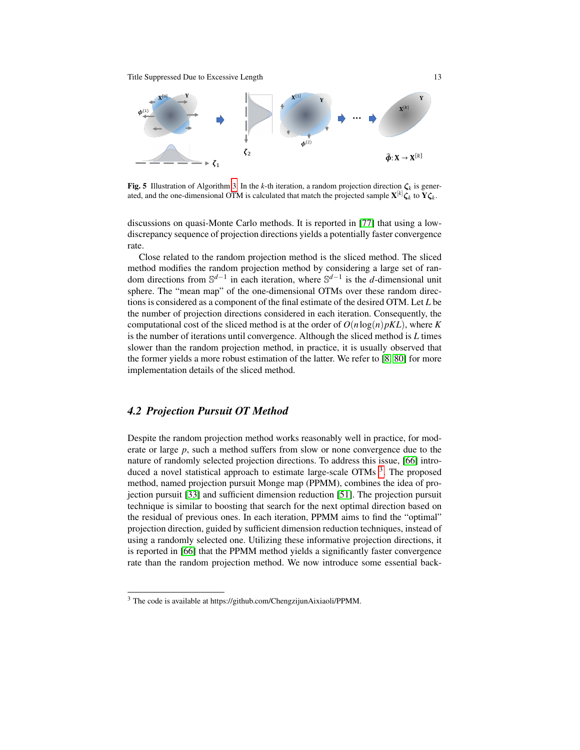**Fig. 5** Illustration of Algorithm 3. In the $k$-th iteration, a random projection direction $\boldsymbol{\zeta}_k$ is generated, and the one-dimensional OTM is calculated that match the projected sample $\mathbf{X}^{[k]}\boldsymbol{\zeta}_k$ to $\mathbf{Y}\boldsymbol{\zeta}_k$.

discussions on quasi-Monte Carlo methods. It is reported in [77] that using a low-discrepancy sequence of projection directions yields a potentially faster convergence rate.

Close related to the random projection method is the sliced method. The sliced method modifies the random projection method by considering a large set of random directions from $\mathbb{S}^{d-1}$ in each iteration, where $\mathbb{S}^{d-1}$ is the $d$-dimensional unit sphere. The "mean map" of the one-dimensional OTMs over these random directions is considered as a component of the final estimate of the desired OTM. Let $L$ be the number of projection directions considered in each iteration. Consequently, the computational cost of the sliced method is at the order of $O(n\log(n)pKL)$, where $K$ is the number of iterations until convergence. Although the sliced method is $L$ times slower than the random projection method, in practice, it is usually observed that the former yields a more robust estimation of the latter. We refer to [8, 80] for more implementation details of the sliced method.

## 4.2 Projection Pursuit OT Method

Despite the random projection method works reasonably well in practice, for moderate or large $p$, such a method suffers from slow or none convergence due to the nature of randomly selected projection directions. To address this issue, [66] introduced a novel statistical approach to estimate large-scale OTMs [3]. The proposed method, named projection pursuit Monge map (PPMM), combines the idea of projection pursuit [33] and sufficient dimension reduction [51]. The projection pursuit technique is similar to boosting that search for the next optimal direction based on the residual of previous ones. In each iteration, PPMM aims to find the "optimal" projection direction, guided by sufficient dimension reduction techniques, instead of using a randomly selected one. Utilizing these informative projection directions, it is reported in [66] that the PPMM method yields a significantly faster convergence rate than the random projection method. We now introduce some essential back-

[3] The code is available at https://github.com/ChengzijunAixiaoli/PPMM.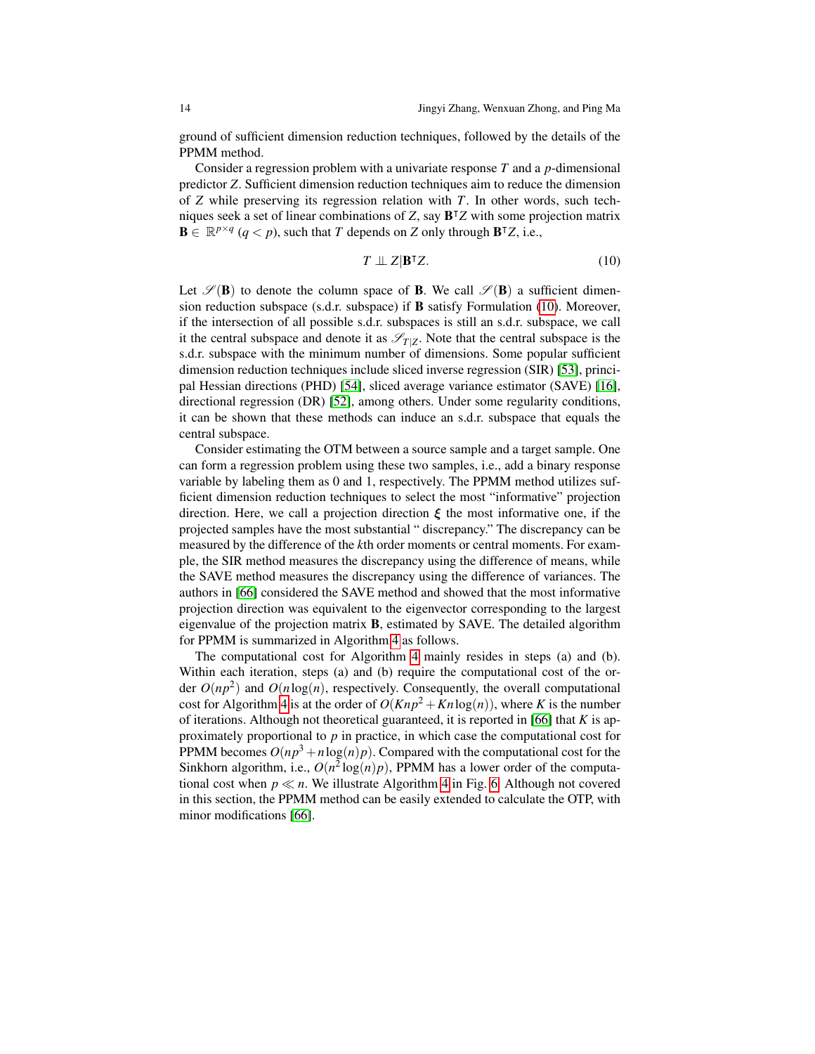ground of sufficient dimension reduction techniques, followed by the details of the PPMM method.

Consider a regression problem with a univariate response $T$ and a $p$-dimensional predictor $Z$. Sufficient dimension reduction techniques aim to reduce the dimension of $Z$ while preserving its regression relation with $T$. In other words, such techniques seek a set of linear combinations of $Z$, say $\mathbf{B}^\intercal Z$ with some projection matrix $\mathbf{B} \in \mathbb{R}^{p\times q}$ ($q < p$), such that $T$ depends on $Z$ only through $\mathbf{B}^\intercal Z$, i.e.,

$$T \perp\!\!\!\perp Z|\mathbf{B}^\intercal Z. \tag{10}$$

Let $\mathscr{S}(\mathbf{B})$ to denote the column space of $\mathbf{B}$. We call $\mathscr{S}(\mathbf{B})$ a sufficient dimension reduction subspace (s.d.r. subspace) if $\mathbf{B}$ satisfy Formulation (10). Moreover, if the intersection of all possible s.d.r. subspaces is still an s.d.r. subspace, we call it the central subspace and denote it as $\mathscr{S}_{T|Z}$. Note that the central subspace is the s.d.r. subspace with the minimum number of dimensions. Some popular sufficient dimension reduction techniques include sliced inverse regression (SIR) [53], principal Hessian directions (PHD) [54], sliced average variance estimator (SAVE) [16], directional regression (DR) [52], among others. Under some regularity conditions, it can be shown that these methods can induce an s.d.r. subspace that equals the central subspace.

Consider estimating the OTM between a source sample and a target sample. One can form a regression problem using these two samples, i.e., add a binary response variable by labeling them as 0 and 1, respectively. The PPMM method utilizes sufficient dimension reduction techniques to select the most "informative" projection direction. Here, we call a projection direction $\boldsymbol{\xi}$ the most informative one, if the projected samples have the most substantial " discrepancy." The discrepancy can be measured by the difference of the $k$th order moments or central moments. For example, the SIR method measures the discrepancy using the difference of means, while the SAVE method measures the discrepancy using the difference of variances. The authors in [66] considered the SAVE method and showed that the most informative projection direction was equivalent to the eigenvector corresponding to the largest eigenvalue of the projection matrix $\mathbf{B}$, estimated by SAVE. The detailed algorithm for PPMM is summarized in Algorithm 4 as follows.

The computational cost for Algorithm 4 mainly resides in steps (a) and (b). Within each iteration, steps (a) and (b) require the computational cost of the order $O(np^2)$ and $O(n\log(n))$, respectively. Consequently, the overall computational cost for Algorithm 4 is at the order of $O(Knp^2 + Kn\log(n))$, where $K$ is the number of iterations. Although not theoretical guaranteed, it is reported in [66] that $K$ is approximately proportional to $p$ in practice, in which case the computational cost for PPMM becomes $O(np^3 + n\log(n)p)$. Compared with the computational cost for the Sinkhorn algorithm, i.e., $O(n^2\log(n)p)$, PPMM has a lower order of the computational cost when $p \ll n$. We illustrate Algorithm 4 in Fig. 6. Although not covered in this section, the PPMM method can be easily extended to calculate the OTP, with minor modifications [66].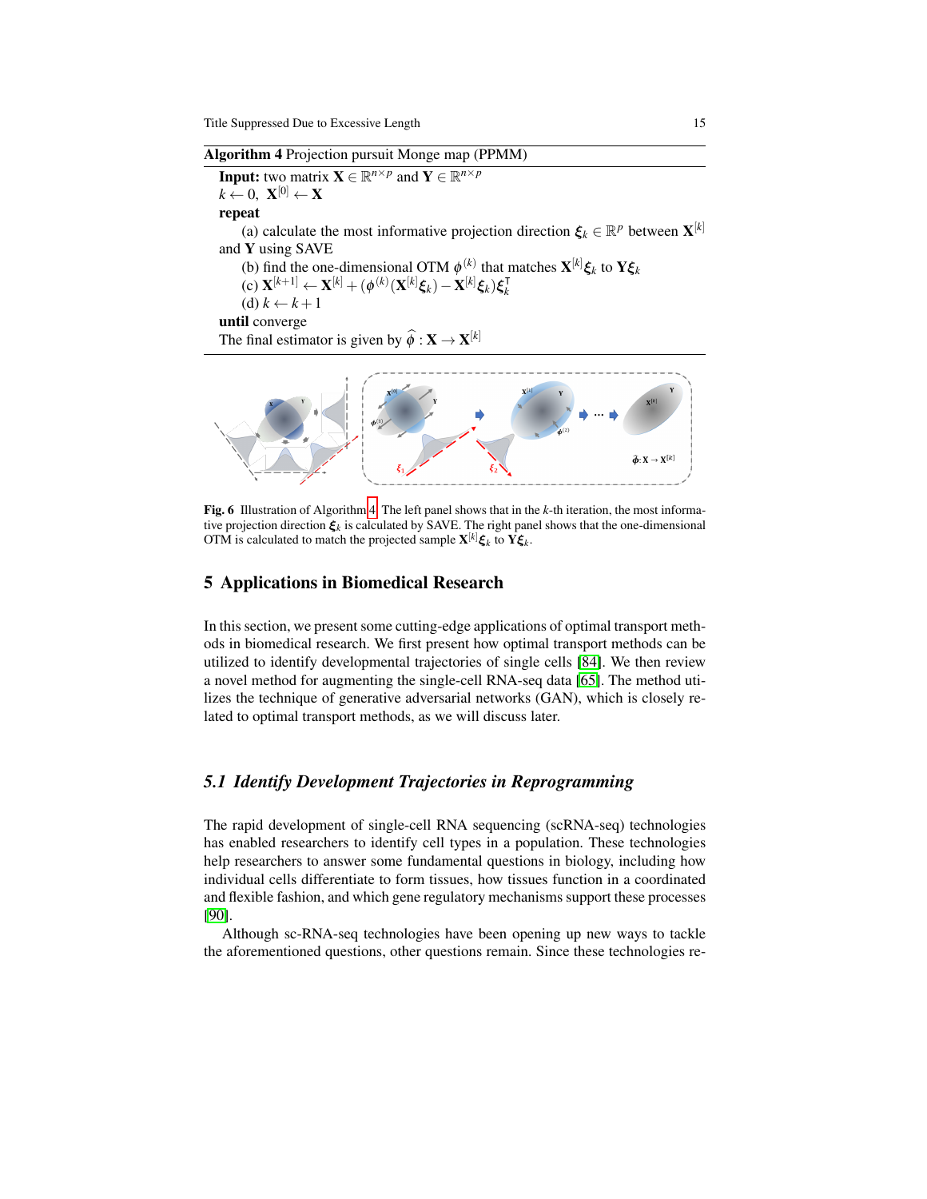**Algorithm 4** Projection pursuit Monge map (PPMM)

**Input:** two matrix $\mathbf{X} \in \mathbb{R}^{n\times p}$ and $\mathbf{Y} \in \mathbb{R}^{n\times p}$
$k \leftarrow 0$, $\mathbf{X}^{[0]} \leftarrow \mathbf{X}$
**repeat**
  (a) calculate the most informative projection direction $\boldsymbol{\xi}_k \in \mathbb{R}^p$ between $\mathbf{X}^{[k]}$ and $\mathbf{Y}$ using SAVE
  (b) find the one-dimensional OTM $\phi^{(k)}$ that matches $\mathbf{X}^{[k]}\boldsymbol{\xi}_k$ to $\mathbf{Y}\boldsymbol{\xi}_k$
  (c) $\mathbf{X}^{[k+1]} \leftarrow \mathbf{X}^{[k]} + (\phi^{(k)}(\mathbf{X}^{[k]}\boldsymbol{\xi}_k) - \mathbf{X}^{[k]}\boldsymbol{\xi}_k)\boldsymbol{\xi}_k^{\intercal}$
  (d) $k \leftarrow k+1$
**until** converge
The final estimator is given by $\widehat{\phi} : \mathbf{X} \rightarrow \mathbf{X}^{[k]}$

**Fig. 6** Illustration of Algorithm 4. The left panel shows that in the $k$-th iteration, the most informative projection direction $\boldsymbol{\xi}_k$ is calculated by SAVE. The right panel shows that the one-dimensional OTM is calculated to match the projected sample $\mathbf{X}^{[k]}\boldsymbol{\xi}_k$ to $\mathbf{Y}\boldsymbol{\xi}_k$.

## 5 Applications in Biomedical Research

In this section, we present some cutting-edge applications of optimal transport methods in biomedical research. We first present how optimal transport methods can be utilized to identify developmental trajectories of single cells [84]. We then review a novel method for augmenting the single-cell RNA-seq data [65]. The method utilizes the technique of generative adversarial networks (GAN), which is closely related to optimal transport methods, as we will discuss later.

### *5.1 Identify Development Trajectories in Reprogramming*

The rapid development of single-cell RNA sequencing (scRNA-seq) technologies has enabled researchers to identify cell types in a population. These technologies help researchers to answer some fundamental questions in biology, including how individual cells differentiate to form tissues, how tissues function in a coordinated and flexible fashion, and which gene regulatory mechanisms support these processes [90].

Although sc-RNA-seq technologies have been opening up new ways to tackle the aforementioned questions, other questions remain. Since these technologies re-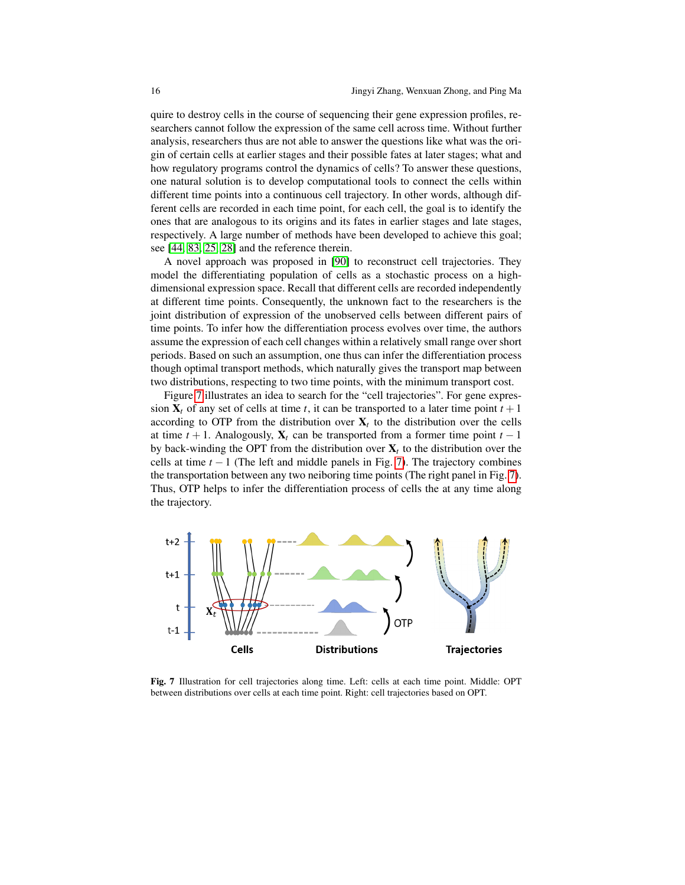quire to destroy cells in the course of sequencing their gene expression profiles, researchers cannot follow the expression of the same cell across time. Without further analysis, researchers thus are not able to answer the questions like what was the origin of certain cells at earlier stages and their possible fates at later stages; what and how regulatory programs control the dynamics of cells? To answer these questions, one natural solution is to develop computational tools to connect the cells within different time points into a continuous cell trajectory. In other words, although different cells are recorded in each time point, for each cell, the goal is to identify the ones that are analogous to its origins and its fates in earlier stages and late stages, respectively. A large number of methods have been developed to achieve this goal; see [44, 83, 25, 28] and the reference therein.

A novel approach was proposed in [90] to reconstruct cell trajectories. They model the differentiating population of cells as a stochastic process on a high-dimensional expression space. Recall that different cells are recorded independently at different time points. Consequently, the unknown fact to the researchers is the joint distribution of expression of the unobserved cells between different pairs of time points. To infer how the differentiation process evolves over time, the authors assume the expression of each cell changes within a relatively small range over short periods. Based on such an assumption, one thus can infer the differentiation process though optimal transport methods, which naturally gives the transport map between two distributions, respecting to two time points, with the minimum transport cost.

Figure 7 illustrates an idea to search for the "cell trajectories". For gene expression $\mathbf{X}_t$ of any set of cells at time $t$, it can be transported to a later time point $t+1$ according to OTP from the distribution over $\mathbf{X}_t$ to the distribution over the cells at time $t+1$. Analogously, $\mathbf{X}_t$ can be transported from a former time point $t-1$ by back-winding the OPT from the distribution over $\mathbf{X}_t$ to the distribution over the cells at time $t-1$ (The left and middle panels in Fig. 7). The trajectory combines the transportation between any two neiboring time points (The right panel in Fig. 7). Thus, OTP helps to infer the differentiation process of cells the at any time along the trajectory.

**Fig. 7** Illustration for cell trajectories along time. Left: cells at each time point. Middle: OPT between distributions over cells at each time point. Right: cell trajectories based on OPT.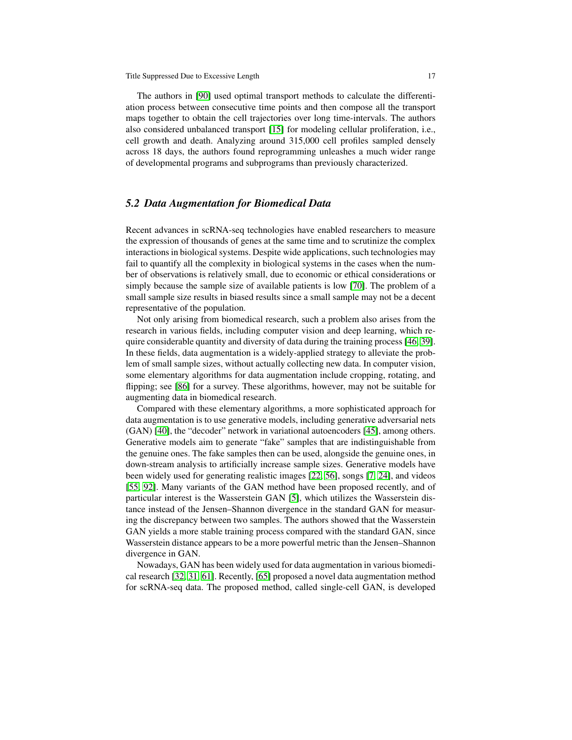The authors in [90] used optimal transport methods to calculate the differentiation process between consecutive time points and then compose all the transport maps together to obtain the cell trajectories over long time-intervals. The authors also considered unbalanced transport [15] for modeling cellular proliferation, i.e., cell growth and death. Analyzing around 315,000 cell profiles sampled densely across 18 days, the authors found reprogramming unleashes a much wider range of developmental programs and subprograms than previously characterized.

## *5.2 Data Augmentation for Biomedical Data*

Recent advances in scRNA-seq technologies have enabled researchers to measure the expression of thousands of genes at the same time and to scrutinize the complex interactions in biological systems. Despite wide applications, such technologies may fail to quantify all the complexity in biological systems in the cases when the number of observations is relatively small, due to economic or ethical considerations or simply because the sample size of available patients is low [70]. The problem of a small sample size results in biased results since a small sample may not be a decent representative of the population.

Not only arising from biomedical research, such a problem also arises from the research in various fields, including computer vision and deep learning, which require considerable quantity and diversity of data during the training process [46, 39]. In these fields, data augmentation is a widely-applied strategy to alleviate the problem of small sample sizes, without actually collecting new data. In computer vision, some elementary algorithms for data augmentation include cropping, rotating, and flipping; see [86] for a survey. These algorithms, however, may not be suitable for augmenting data in biomedical research.

Compared with these elementary algorithms, a more sophisticated approach for data augmentation is to use generative models, including generative adversarial nets (GAN) [40], the "decoder" network in variational autoencoders [45], among others. Generative models aim to generate "fake" samples that are indistinguishable from the genuine ones. The fake samples then can be used, alongside the genuine ones, in down-stream analysis to artificially increase sample sizes. Generative models have been widely used for generating realistic images [22, 56], songs [7, 24], and videos [55, 92]. Many variants of the GAN method have been proposed recently, and of particular interest is the Wasserstein GAN [5], which utilizes the Wasserstein distance instead of the Jensen–Shannon divergence in the standard GAN for measuring the discrepancy between two samples. The authors showed that the Wasserstein GAN yields a more stable training process compared with the standard GAN, since Wasserstein distance appears to be a more powerful metric than the Jensen–Shannon divergence in GAN.

Nowadays, GAN has been widely used for data augmentation in various biomedical research [32, 31, 61]. Recently, [65] proposed a novel data augmentation method for scRNA-seq data. The proposed method, called single-cell GAN, is developed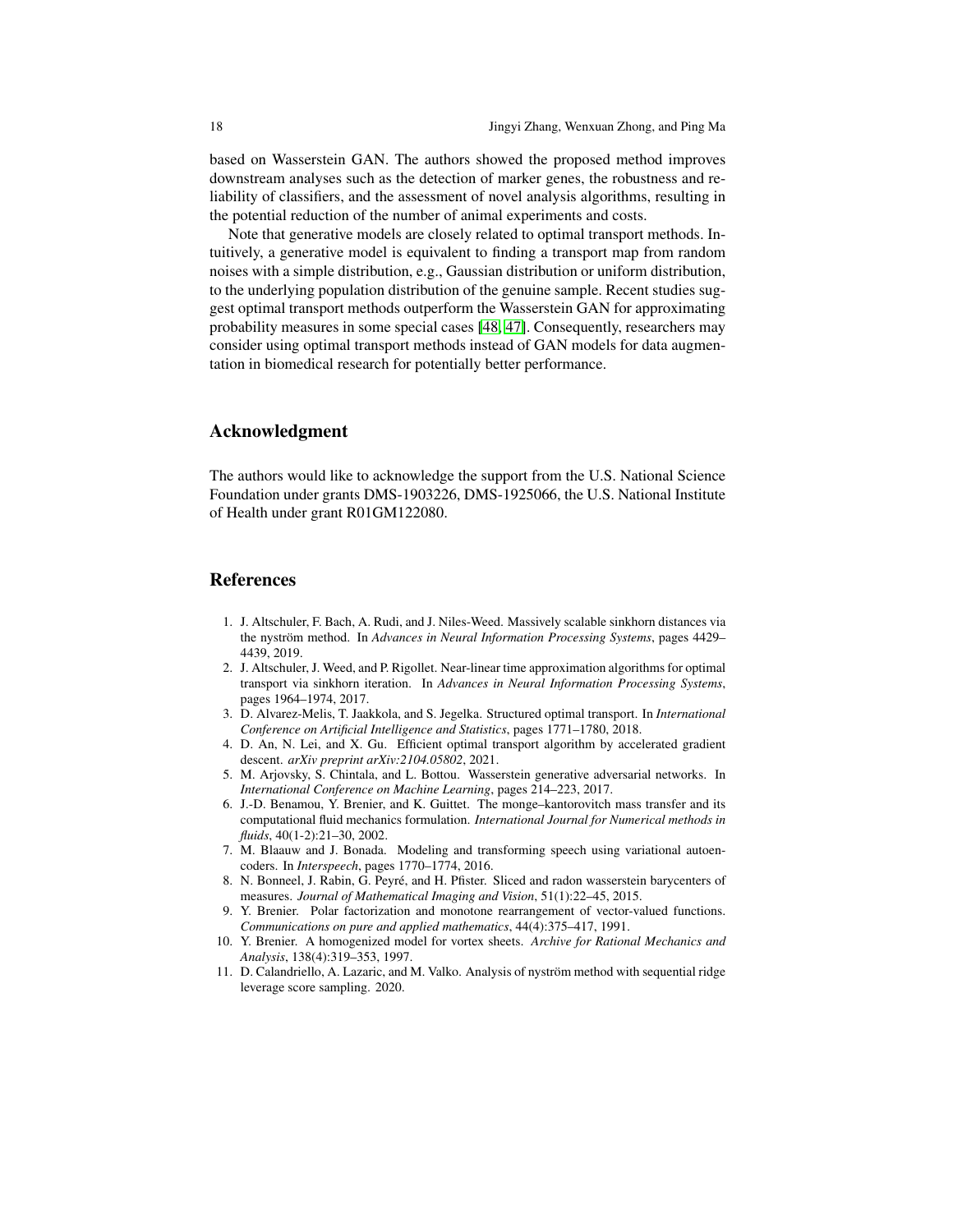based on Wasserstein GAN. The authors showed the proposed method improves downstream analyses such as the detection of marker genes, the robustness and reliability of classifiers, and the assessment of novel analysis algorithms, resulting in the potential reduction of the number of animal experiments and costs.

Note that generative models are closely related to optimal transport methods. Intuitively, a generative model is equivalent to finding a transport map from random noises with a simple distribution, e.g., Gaussian distribution or uniform distribution, to the underlying population distribution of the genuine sample. Recent studies suggest optimal transport methods outperform the Wasserstein GAN for approximating probability measures in some special cases [48, 47]. Consequently, researchers may consider using optimal transport methods instead of GAN models for data augmentation in biomedical research for potentially better performance.

## Acknowledgment

The authors would like to acknowledge the support from the U.S. National Science Foundation under grants DMS-1903226, DMS-1925066, the U.S. National Institute of Health under grant R01GM122080.

## References

1. J. Altschuler, F. Bach, A. Rudi, and J. Niles-Weed. Massively scalable sinkhorn distances via the nyström method. In *Advances in Neural Information Processing Systems*, pages 4429–4439, 2019.
2. J. Altschuler, J. Weed, and P. Rigollet. Near-linear time approximation algorithms for optimal transport via sinkhorn iteration. In *Advances in Neural Information Processing Systems*, pages 1964–1974, 2017.
3. D. Alvarez-Melis, T. Jaakkola, and S. Jegelka. Structured optimal transport. In *International Conference on Artificial Intelligence and Statistics*, pages 1771–1780, 2018.
4. D. An, N. Lei, and X. Gu. Efficient optimal transport algorithm by accelerated gradient descent. *arXiv preprint arXiv:2104.05802*, 2021.
5. M. Arjovsky, S. Chintala, and L. Bottou. Wasserstein generative adversarial networks. In *International Conference on Machine Learning*, pages 214–223, 2017.
6. J.-D. Benamou, Y. Brenier, and K. Guittet. The monge–kantorovitch mass transfer and its computational fluid mechanics formulation. *International Journal for Numerical methods in fluids*, 40(1-2):21–30, 2002.
7. M. Blaauw and J. Bonada. Modeling and transforming speech using variational autoencoders. In *Interspeech*, pages 1770–1774, 2016.
8. N. Bonneel, J. Rabin, G. Peyré, and H. Pfister. Sliced and radon wasserstein barycenters of measures. *Journal of Mathematical Imaging and Vision*, 51(1):22–45, 2015.
9. Y. Brenier. Polar factorization and monotone rearrangement of vector-valued functions. *Communications on pure and applied mathematics*, 44(4):375–417, 1991.
10. Y. Brenier. A homogenized model for vortex sheets. *Archive for Rational Mechanics and Analysis*, 138(4):319–353, 1997.
11. D. Calandriello, A. Lazaric, and M. Valko. Analysis of nyström method with sequential ridge leverage score sampling. 2020.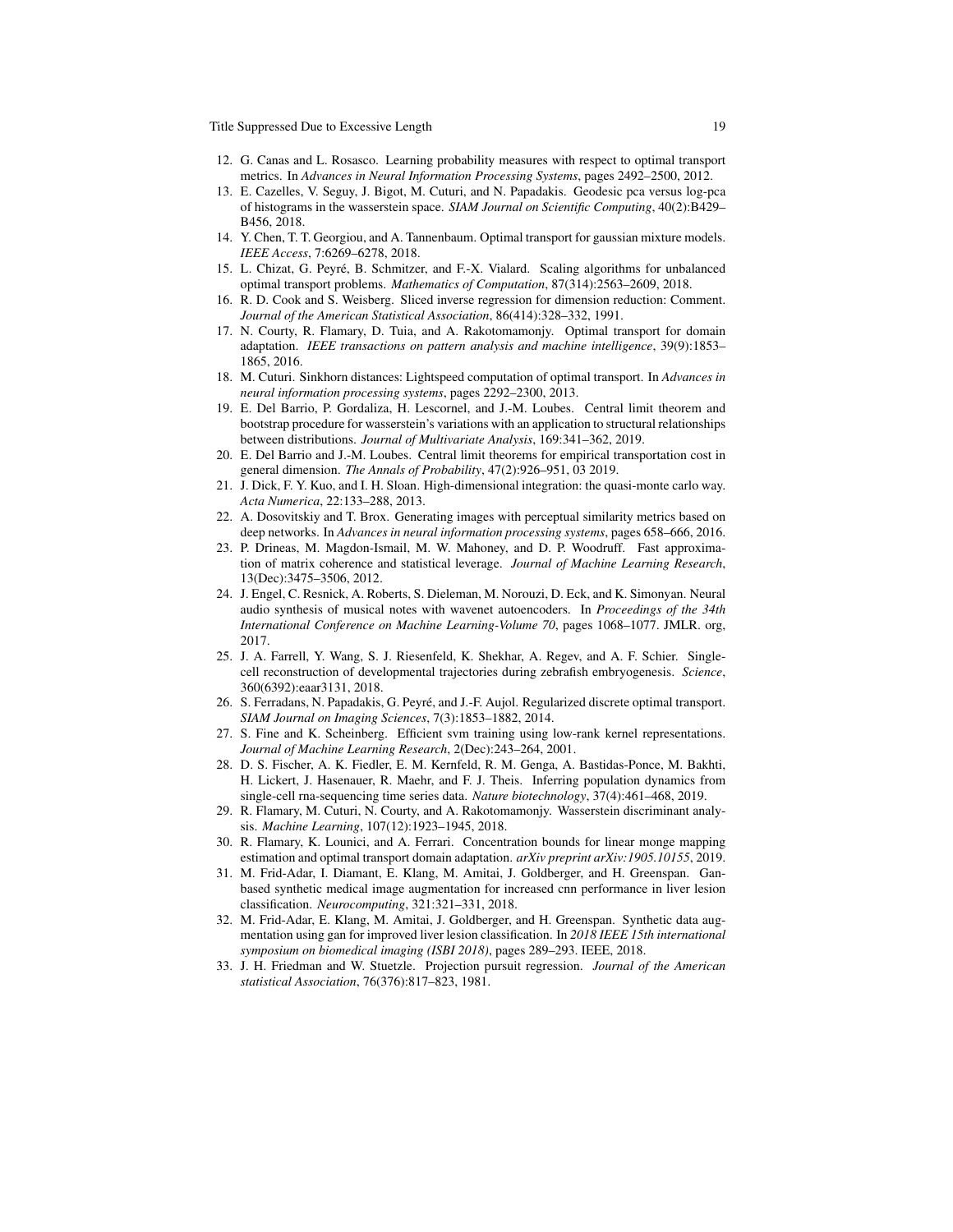12. G. Canas and L. Rosasco. Learning probability measures with respect to optimal transport metrics. In *Advances in Neural Information Processing Systems*, pages 2492–2500, 2012.
13. E. Cazelles, V. Seguy, J. Bigot, M. Cuturi, and N. Papadakis. Geodesic pca versus log-pca of histograms in the wasserstein space. *SIAM Journal on Scientific Computing*, 40(2):B429–B456, 2018.
14. Y. Chen, T. T. Georgiou, and A. Tannenbaum. Optimal transport for gaussian mixture models. *IEEE Access*, 7:6269–6278, 2018.
15. L. Chizat, G. Peyré, B. Schmitzer, and F.-X. Vialard. Scaling algorithms for unbalanced optimal transport problems. *Mathematics of Computation*, 87(314):2563–2609, 2018.
16. R. D. Cook and S. Weisberg. Sliced inverse regression for dimension reduction: Comment. *Journal of the American Statistical Association*, 86(414):328–332, 1991.
17. N. Courty, R. Flamary, D. Tuia, and A. Rakotomamonjy. Optimal transport for domain adaptation. *IEEE transactions on pattern analysis and machine intelligence*, 39(9):1853–1865, 2016.
18. M. Cuturi. Sinkhorn distances: Lightspeed computation of optimal transport. In *Advances in neural information processing systems*, pages 2292–2300, 2013.
19. E. Del Barrio, P. Gordaliza, H. Lescornel, and J.-M. Loubes. Central limit theorem and bootstrap procedure for wasserstein's variations with an application to structural relationships between distributions. *Journal of Multivariate Analysis*, 169:341–362, 2019.
20. E. Del Barrio and J.-M. Loubes. Central limit theorems for empirical transportation cost in general dimension. *The Annals of Probability*, 47(2):926–951, 03 2019.
21. J. Dick, F. Y. Kuo, and I. H. Sloan. High-dimensional integration: the quasi-monte carlo way. *Acta Numerica*, 22:133–288, 2013.
22. A. Dosovitskiy and T. Brox. Generating images with perceptual similarity metrics based on deep networks. In *Advances in neural information processing systems*, pages 658–666, 2016.
23. P. Drineas, M. Magdon-Ismail, M. W. Mahoney, and D. P. Woodruff. Fast approximation of matrix coherence and statistical leverage. *Journal of Machine Learning Research*, 13(Dec):3475–3506, 2012.
24. J. Engel, C. Resnick, A. Roberts, S. Dieleman, M. Norouzi, D. Eck, and K. Simonyan. Neural audio synthesis of musical notes with wavenet autoencoders. In *Proceedings of the 34th International Conference on Machine Learning-Volume 70*, pages 1068–1077. JMLR. org, 2017.
25. J. A. Farrell, Y. Wang, S. J. Riesenfeld, K. Shekhar, A. Regev, and A. F. Schier. Single-cell reconstruction of developmental trajectories during zebrafish embryogenesis. *Science*, 360(6392):eaar3131, 2018.
26. S. Ferradans, N. Papadakis, G. Peyré, and J.-F. Aujol. Regularized discrete optimal transport. *SIAM Journal on Imaging Sciences*, 7(3):1853–1882, 2014.
27. S. Fine and K. Scheinberg. Efficient svm training using low-rank kernel representations. *Journal of Machine Learning Research*, 2(Dec):243–264, 2001.
28. D. S. Fischer, A. K. Fiedler, E. M. Kernfeld, R. M. Genga, A. Bastidas-Ponce, M. Bakhti, H. Lickert, J. Hasenauer, R. Maehr, and F. J. Theis. Inferring population dynamics from single-cell rna-sequencing time series data. *Nature biotechnology*, 37(4):461–468, 2019.
29. R. Flamary, M. Cuturi, N. Courty, and A. Rakotomamonjy. Wasserstein discriminant analysis. *Machine Learning*, 107(12):1923–1945, 2018.
30. R. Flamary, K. Lounici, and A. Ferrari. Concentration bounds for linear monge mapping estimation and optimal transport domain adaptation. *arXiv preprint arXiv:1905.10155*, 2019.
31. M. Frid-Adar, I. Diamant, E. Klang, M. Amitai, J. Goldberger, and H. Greenspan. Gan-based synthetic medical image augmentation for increased cnn performance in liver lesion classification. *Neurocomputing*, 321:321–331, 2018.
32. M. Frid-Adar, E. Klang, M. Amitai, J. Goldberger, and H. Greenspan. Synthetic data augmentation using gan for improved liver lesion classification. In *2018 IEEE 15th international symposium on biomedical imaging (ISBI 2018)*, pages 289–293. IEEE, 2018.
33. J. H. Friedman and W. Stuetzle. Projection pursuit regression. *Journal of the American statistical Association*, 76(376):817–823, 1981.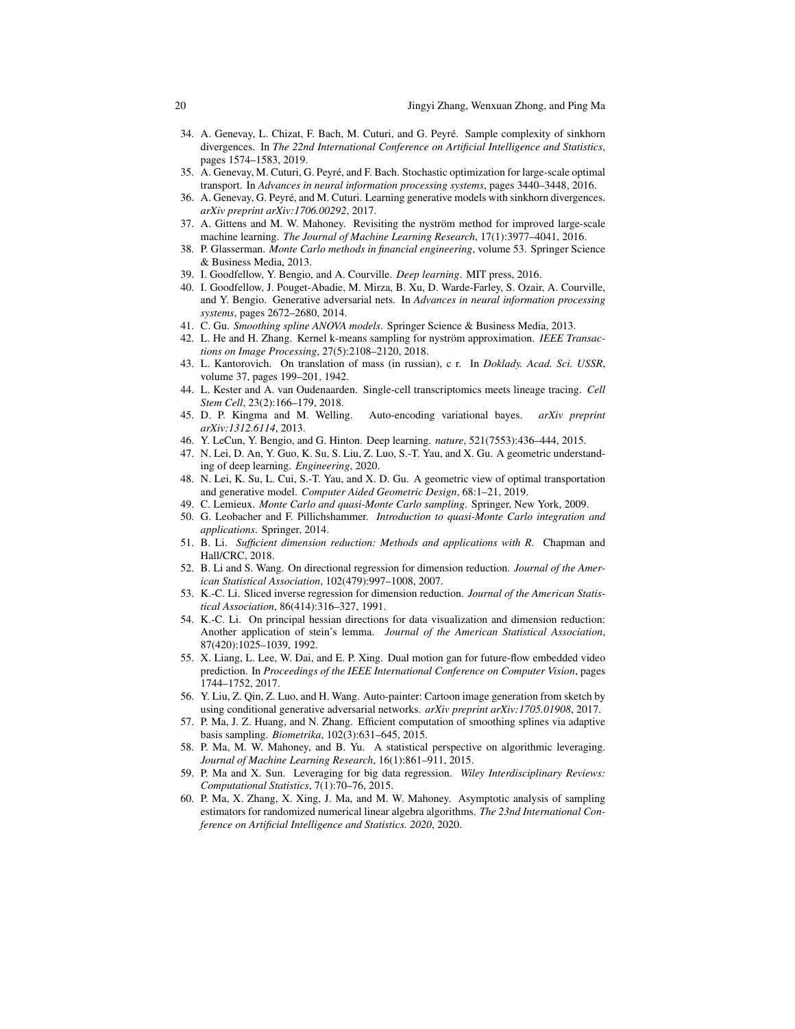34. A. Genevay, L. Chizat, F. Bach, M. Cuturi, and G. Peyré. Sample complexity of sinkhorn divergences. In *The 22nd International Conference on Artificial Intelligence and Statistics*, pages 1574–1583, 2019.
35. A. Genevay, M. Cuturi, G. Peyré, and F. Bach. Stochastic optimization for large-scale optimal transport. In *Advances in neural information processing systems*, pages 3440–3448, 2016.
36. A. Genevay, G. Peyré, and M. Cuturi. Learning generative models with sinkhorn divergences. *arXiv preprint arXiv:1706.00292*, 2017.
37. A. Gittens and M. W. Mahoney. Revisiting the nyström method for improved large-scale machine learning. *The Journal of Machine Learning Research*, 17(1):3977–4041, 2016.
38. P. Glasserman. *Monte Carlo methods in financial engineering*, volume 53. Springer Science & Business Media, 2013.
39. I. Goodfellow, Y. Bengio, and A. Courville. *Deep learning*. MIT press, 2016.
40. I. Goodfellow, J. Pouget-Abadie, M. Mirza, B. Xu, D. Warde-Farley, S. Ozair, A. Courville, and Y. Bengio. Generative adversarial nets. In *Advances in neural information processing systems*, pages 2672–2680, 2014.
41. C. Gu. *Smoothing spline ANOVA models*. Springer Science & Business Media, 2013.
42. L. He and H. Zhang. Kernel k-means sampling for nyström approximation. *IEEE Transactions on Image Processing*, 27(5):2108–2120, 2018.
43. L. Kantorovich. On translation of mass (in russian), c r. In *Doklady. Acad. Sci. USSR*, volume 37, pages 199–201, 1942.
44. L. Kester and A. van Oudenaarden. Single-cell transcriptomics meets lineage tracing. *Cell Stem Cell*, 23(2):166–179, 2018.
45. D. P. Kingma and M. Welling. Auto-encoding variational bayes. *arXiv preprint arXiv:1312.6114*, 2013.
46. Y. LeCun, Y. Bengio, and G. Hinton. Deep learning. *nature*, 521(7553):436–444, 2015.
47. N. Lei, D. An, Y. Guo, K. Su, S. Liu, Z. Luo, S.-T. Yau, and X. Gu. A geometric understanding of deep learning. *Engineering*, 2020.
48. N. Lei, K. Su, L. Cui, S.-T. Yau, and X. D. Gu. A geometric view of optimal transportation and generative model. *Computer Aided Geometric Design*, 68:1–21, 2019.
49. C. Lemieux. *Monte Carlo and quasi-Monte Carlo sampling*. Springer, New York, 2009.
50. G. Leobacher and F. Pillichshammer. *Introduction to quasi-Monte Carlo integration and applications*. Springer, 2014.
51. B. Li. *Sufficient dimension reduction: Methods and applications with R*. Chapman and Hall/CRC, 2018.
52. B. Li and S. Wang. On directional regression for dimension reduction. *Journal of the American Statistical Association*, 102(479):997–1008, 2007.
53. K.-C. Li. Sliced inverse regression for dimension reduction. *Journal of the American Statistical Association*, 86(414):316–327, 1991.
54. K.-C. Li. On principal hessian directions for data visualization and dimension reduction: Another application of stein's lemma. *Journal of the American Statistical Association*, 87(420):1025–1039, 1992.
55. X. Liang, L. Lee, W. Dai, and E. P. Xing. Dual motion gan for future-flow embedded video prediction. In *Proceedings of the IEEE International Conference on Computer Vision*, pages 1744–1752, 2017.
56. Y. Liu, Z. Qin, Z. Luo, and H. Wang. Auto-painter: Cartoon image generation from sketch by using conditional generative adversarial networks. *arXiv preprint arXiv:1705.01908*, 2017.
57. P. Ma, J. Z. Huang, and N. Zhang. Efficient computation of smoothing splines via adaptive basis sampling. *Biometrika*, 102(3):631–645, 2015.
58. P. Ma, M. W. Mahoney, and B. Yu. A statistical perspective on algorithmic leveraging. *Journal of Machine Learning Research*, 16(1):861–911, 2015.
59. P. Ma and X. Sun. Leveraging for big data regression. *Wiley Interdisciplinary Reviews: Computational Statistics*, 7(1):70–76, 2015.
60. P. Ma, X. Zhang, X. Xing, J. Ma, and M. W. Mahoney. Asymptotic analysis of sampling estimators for randomized numerical linear algebra algorithms. *The 23nd International Conference on Artificial Intelligence and Statistics. 2020*, 2020.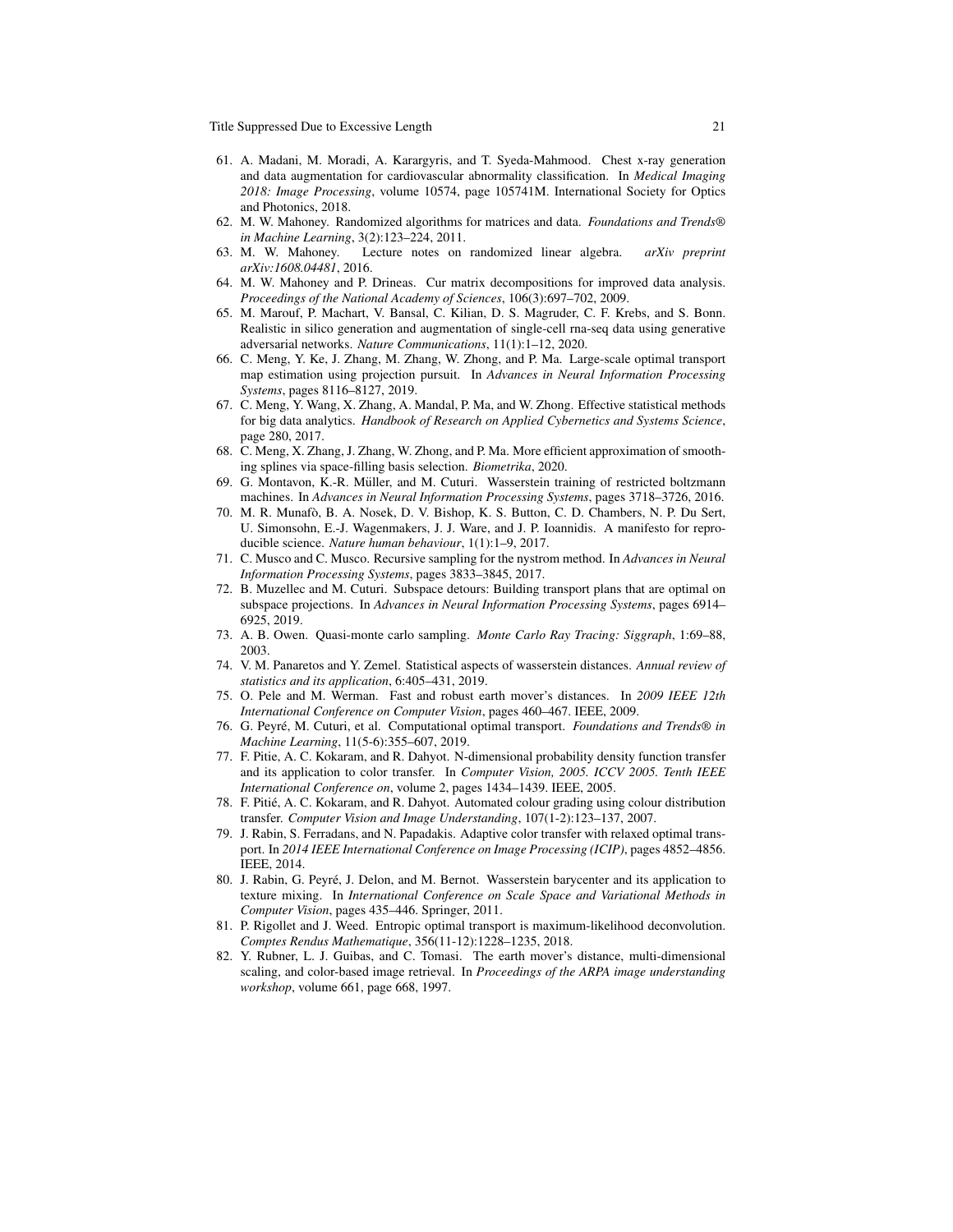61. A. Madani, M. Moradi, A. Karargyris, and T. Syeda-Mahmood. Chest x-ray generation and data augmentation for cardiovascular abnormality classification. In *Medical Imaging 2018: Image Processing*, volume 10574, page 105741M. International Society for Optics and Photonics, 2018.
62. M. W. Mahoney. Randomized algorithms for matrices and data. *Foundations and Trends® in Machine Learning*, 3(2):123–224, 2011.
63. M. W. Mahoney. Lecture notes on randomized linear algebra. *arXiv preprint arXiv:1608.04481*, 2016.
64. M. W. Mahoney and P. Drineas. Cur matrix decompositions for improved data analysis. *Proceedings of the National Academy of Sciences*, 106(3):697–702, 2009.
65. M. Marouf, P. Machart, V. Bansal, C. Kilian, D. S. Magruder, C. F. Krebs, and S. Bonn. Realistic in silico generation and augmentation of single-cell rna-seq data using generative adversarial networks. *Nature Communications*, 11(1):1–12, 2020.
66. C. Meng, Y. Ke, J. Zhang, M. Zhang, W. Zhong, and P. Ma. Large-scale optimal transport map estimation using projection pursuit. In *Advances in Neural Information Processing Systems*, pages 8116–8127, 2019.
67. C. Meng, Y. Wang, X. Zhang, A. Mandal, P. Ma, and W. Zhong. Effective statistical methods for big data analytics. *Handbook of Research on Applied Cybernetics and Systems Science*, page 280, 2017.
68. C. Meng, X. Zhang, J. Zhang, W. Zhong, and P. Ma. More efficient approximation of smoothing splines via space-filling basis selection. *Biometrika*, 2020.
69. G. Montavon, K.-R. Müller, and M. Cuturi. Wasserstein training of restricted boltzmann machines. In *Advances in Neural Information Processing Systems*, pages 3718–3726, 2016.
70. M. R. Munafò, B. A. Nosek, D. V. Bishop, K. S. Button, C. D. Chambers, N. P. Du Sert, U. Simonsohn, E.-J. Wagenmakers, J. J. Ware, and J. P. Ioannidis. A manifesto for reproducible science. *Nature human behaviour*, 1(1):1–9, 2017.
71. C. Musco and C. Musco. Recursive sampling for the nystrom method. In *Advances in Neural Information Processing Systems*, pages 3833–3845, 2017.
72. B. Muzellec and M. Cuturi. Subspace detours: Building transport plans that are optimal on subspace projections. In *Advances in Neural Information Processing Systems*, pages 6914–6925, 2019.
73. A. B. Owen. Quasi-monte carlo sampling. *Monte Carlo Ray Tracing: Siggraph*, 1:69–88, 2003.
74. V. M. Panaretos and Y. Zemel. Statistical aspects of wasserstein distances. *Annual review of statistics and its application*, 6:405–431, 2019.
75. O. Pele and M. Werman. Fast and robust earth mover's distances. In *2009 IEEE 12th International Conference on Computer Vision*, pages 460–467. IEEE, 2009.
76. G. Peyré, M. Cuturi, et al. Computational optimal transport. *Foundations and Trends® in Machine Learning*, 11(5-6):355–607, 2019.
77. F. Pitie, A. C. Kokaram, and R. Dahyot. N-dimensional probability density function transfer and its application to color transfer. In *Computer Vision, 2005. ICCV 2005. Tenth IEEE International Conference on*, volume 2, pages 1434–1439. IEEE, 2005.
78. F. Pitié, A. C. Kokaram, and R. Dahyot. Automated colour grading using colour distribution transfer. *Computer Vision and Image Understanding*, 107(1-2):123–137, 2007.
79. J. Rabin, S. Ferradans, and N. Papadakis. Adaptive color transfer with relaxed optimal transport. In *2014 IEEE International Conference on Image Processing (ICIP)*, pages 4852–4856. IEEE, 2014.
80. J. Rabin, G. Peyré, J. Delon, and M. Bernot. Wasserstein barycenter and its application to texture mixing. In *International Conference on Scale Space and Variational Methods in Computer Vision*, pages 435–446. Springer, 2011.
81. P. Rigollet and J. Weed. Entropic optimal transport is maximum-likelihood deconvolution. *Comptes Rendus Mathematique*, 356(11-12):1228–1235, 2018.
82. Y. Rubner, L. J. Guibas, and C. Tomasi. The earth mover's distance, multi-dimensional scaling, and color-based image retrieval. In *Proceedings of the ARPA image understanding workshop*, volume 661, page 668, 1997.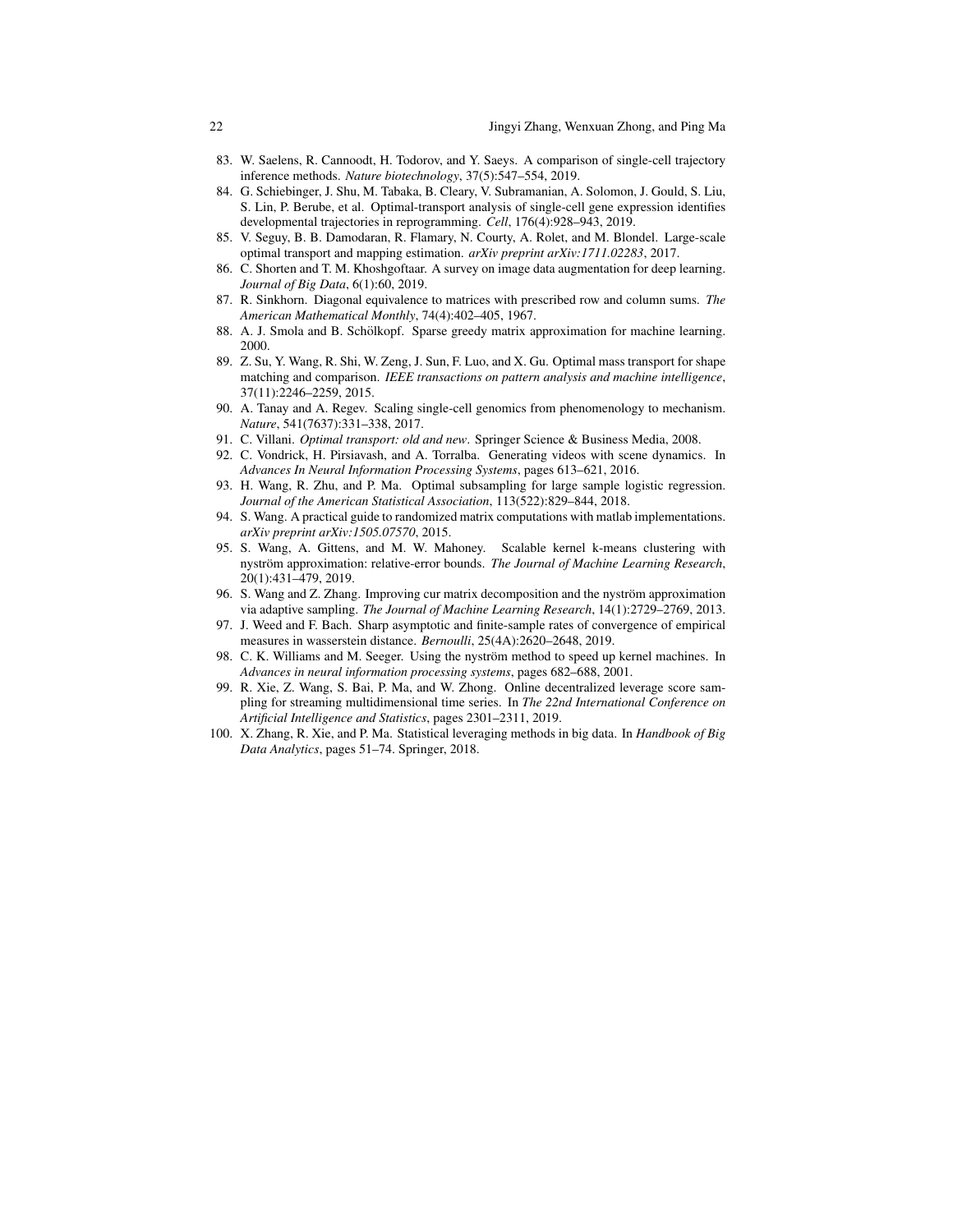83. W. Saelens, R. Cannoodt, H. Todorov, and Y. Saeys. A comparison of single-cell trajectory inference methods. *Nature biotechnology*, 37(5):547–554, 2019.
84. G. Schiebinger, J. Shu, M. Tabaka, B. Cleary, V. Subramanian, A. Solomon, J. Gould, S. Liu, S. Lin, P. Berube, et al. Optimal-transport analysis of single-cell gene expression identifies developmental trajectories in reprogramming. *Cell*, 176(4):928–943, 2019.
85. V. Seguy, B. B. Damodaran, R. Flamary, N. Courty, A. Rolet, and M. Blondel. Large-scale optimal transport and mapping estimation. *arXiv preprint arXiv:1711.02283*, 2017.
86. C. Shorten and T. M. Khoshgoftaar. A survey on image data augmentation for deep learning. *Journal of Big Data*, 6(1):60, 2019.
87. R. Sinkhorn. Diagonal equivalence to matrices with prescribed row and column sums. *The American Mathematical Monthly*, 74(4):402–405, 1967.
88. A. J. Smola and B. Schölkopf. Sparse greedy matrix approximation for machine learning. 2000.
89. Z. Su, Y. Wang, R. Shi, W. Zeng, J. Sun, F. Luo, and X. Gu. Optimal mass transport for shape matching and comparison. *IEEE transactions on pattern analysis and machine intelligence*, 37(11):2246–2259, 2015.
90. A. Tanay and A. Regev. Scaling single-cell genomics from phenomenology to mechanism. *Nature*, 541(7637):331–338, 2017.
91. C. Villani. *Optimal transport: old and new*. Springer Science & Business Media, 2008.
92. C. Vondrick, H. Pirsiavash, and A. Torralba. Generating videos with scene dynamics. In *Advances In Neural Information Processing Systems*, pages 613–621, 2016.
93. H. Wang, R. Zhu, and P. Ma. Optimal subsampling for large sample logistic regression. *Journal of the American Statistical Association*, 113(522):829–844, 2018.
94. S. Wang. A practical guide to randomized matrix computations with matlab implementations. *arXiv preprint arXiv:1505.07570*, 2015.
95. S. Wang, A. Gittens, and M. W. Mahoney. Scalable kernel k-means clustering with nyström approximation: relative-error bounds. *The Journal of Machine Learning Research*, 20(1):431–479, 2019.
96. S. Wang and Z. Zhang. Improving cur matrix decomposition and the nyström approximation via adaptive sampling. *The Journal of Machine Learning Research*, 14(1):2729–2769, 2013.
97. J. Weed and F. Bach. Sharp asymptotic and finite-sample rates of convergence of empirical measures in wasserstein distance. *Bernoulli*, 25(4A):2620–2648, 2019.
98. C. K. Williams and M. Seeger. Using the nyström method to speed up kernel machines. In *Advances in neural information processing systems*, pages 682–688, 2001.
99. R. Xie, Z. Wang, S. Bai, P. Ma, and W. Zhong. Online decentralized leverage score sampling for streaming multidimensional time series. In *The 22nd International Conference on Artificial Intelligence and Statistics*, pages 2301–2311, 2019.
100. X. Zhang, R. Xie, and P. Ma. Statistical leveraging methods in big data. In *Handbook of Big Data Analytics*, pages 51–74. Springer, 2018.